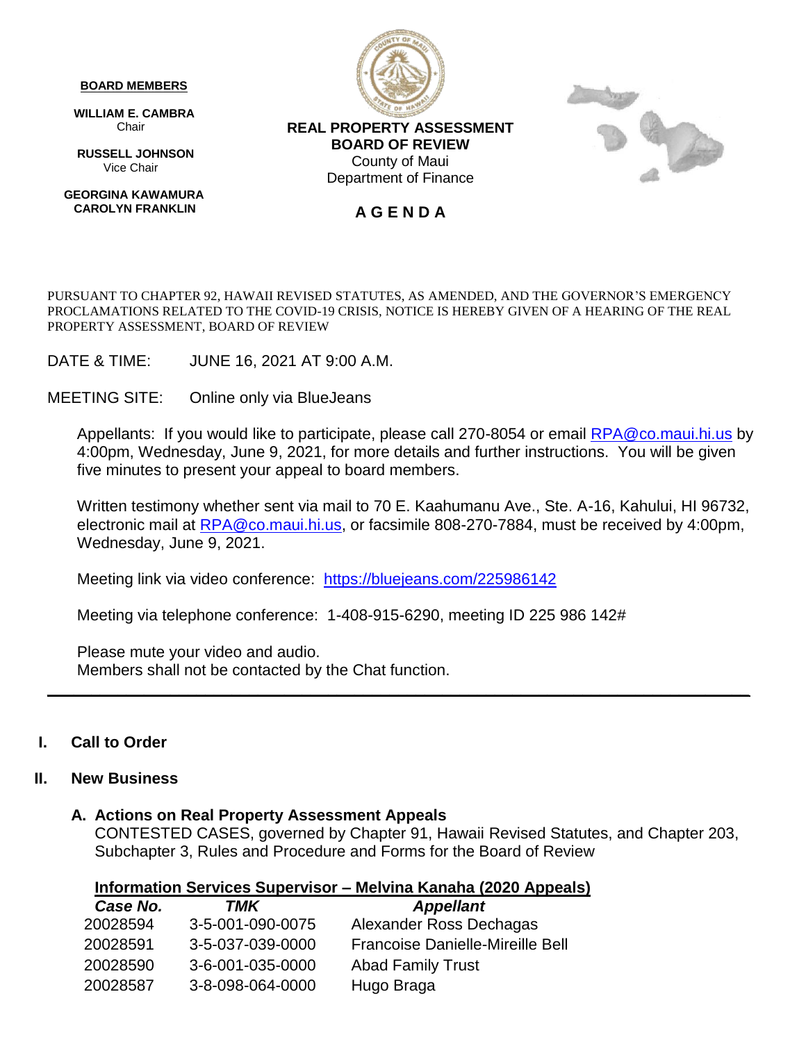**BOARD MEMBERS**

**WILLIAM E. CAMBRA**
Chair

**RUSSELL JOHNSON**
Vice Chair

**GEORGINA KAWAMURA**
**CAROLYN FRANKLIN**

**REAL PROPERTY ASSESSMENT**
**BOARD OF REVIEW**
County of Maui
Department of Finance

# A G E N D A

PURSUANT TO CHAPTER 92, HAWAII REVISED STATUTES, AS AMENDED, AND THE GOVERNOR'S EMERGENCY PROCLAMATIONS RELATED TO THE COVID-19 CRISIS, NOTICE IS HEREBY GIVEN OF A HEARING OF THE REAL PROPERTY ASSESSMENT, BOARD OF REVIEW

DATE & TIME: JUNE 16, 2021 AT 9:00 A.M.

MEETING SITE: Online only via BlueJeans

Appellants: If you would like to participate, please call 270-8054 or email RPA@co.maui.hi.us by 4:00pm, Wednesday, June 9, 2021, for more details and further instructions. You will be given five minutes to present your appeal to board members.

Written testimony whether sent via mail to 70 E. Kaahumanu Ave., Ste. A-16, Kahului, HI 96732, electronic mail at RPA@co.maui.hi.us, or facsimile 808-270-7884, must be received by 4:00pm, Wednesday, June 9, 2021.

Meeting link via video conference: https://bluejeans.com/225986142

Meeting via telephone conference: 1-408-915-6290, meeting ID 225 986 142#

Please mute your video and audio.
Members shall not be contacted by the Chat function.

---

## I. Call to Order

## II. New Business

### A. Actions on Real Property Assessment Appeals

CONTESTED CASES, governed by Chapter 91, Hawaii Revised Statutes, and Chapter 203, Subchapter 3, Rules and Procedure and Forms for the Board of Review

**Information Services Supervisor – Melvina Kanaha (2020 Appeals)**

| *Case No.* | *TMK* | *Appellant* |
|---|---|---|
| 20028594 | 3-5-001-090-0075 | Alexander Ross Dechagas |
| 20028591 | 3-5-037-039-0000 | Francoise Danielle-Mireille Bell |
| 20028590 | 3-6-001-035-0000 | Abad Family Trust |
| 20028587 | 3-8-098-064-0000 | Hugo Braga |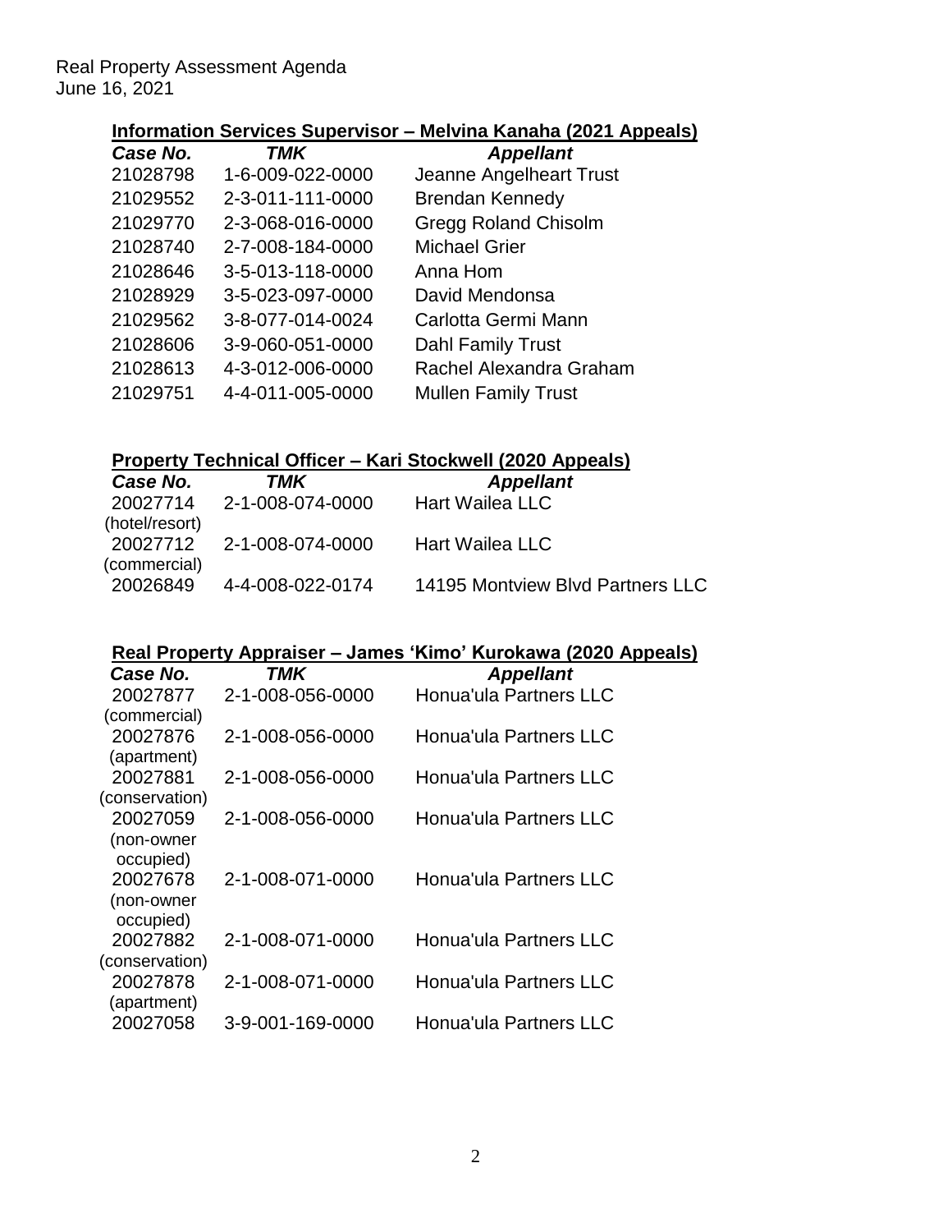Real Property Assessment Agenda
June 16, 2021

### Information Services Supervisor – Melvina Kanaha (2021 Appeals)

| *Case No.* | *TMK* | *Appellant* |
|---|---|---|
| 21028798 | 1-6-009-022-0000 | Jeanne Angelheart Trust |
| 21029552 | 2-3-011-111-0000 | Brendan Kennedy |
| 21029770 | 2-3-068-016-0000 | Gregg Roland Chisolm |
| 21028740 | 2-7-008-184-0000 | Michael Grier |
| 21028646 | 3-5-013-118-0000 | Anna Hom |
| 21028929 | 3-5-023-097-0000 | David Mendonsa |
| 21029562 | 3-8-077-014-0024 | Carlotta Germi Mann |
| 21028606 | 3-9-060-051-0000 | Dahl Family Trust |
| 21028613 | 4-3-012-006-0000 | Rachel Alexandra Graham |
| 21029751 | 4-4-011-005-0000 | Mullen Family Trust |

### Property Technical Officer – Kari Stockwell (2020 Appeals)

| *Case No.* | *TMK* | *Appellant* |
|---|---|---|
| 20027714 (hotel/resort) | 2-1-008-074-0000 | Hart Wailea LLC |
| 20027712 (commercial) | 2-1-008-074-0000 | Hart Wailea LLC |
| 20026849 | 4-4-008-022-0174 | 14195 Montview Blvd Partners LLC |

### Real Property Appraiser – James 'Kimo' Kurokawa (2020 Appeals)

| *Case No.* | *TMK* | *Appellant* |
|---|---|---|
| 20027877 (commercial) | 2-1-008-056-0000 | Honua'ula Partners LLC |
| 20027876 (apartment) | 2-1-008-056-0000 | Honua'ula Partners LLC |
| 20027881 (conservation) | 2-1-008-056-0000 | Honua'ula Partners LLC |
| 20027059 (non-owner occupied) | 2-1-008-056-0000 | Honua'ula Partners LLC |
| 20027678 (non-owner occupied) | 2-1-008-071-0000 | Honua'ula Partners LLC |
| 20027882 (conservation) | 2-1-008-071-0000 | Honua'ula Partners LLC |
| 20027878 (apartment) | 2-1-008-071-0000 | Honua'ula Partners LLC |
| 20027058 | 3-9-001-169-0000 | Honua'ula Partners LLC |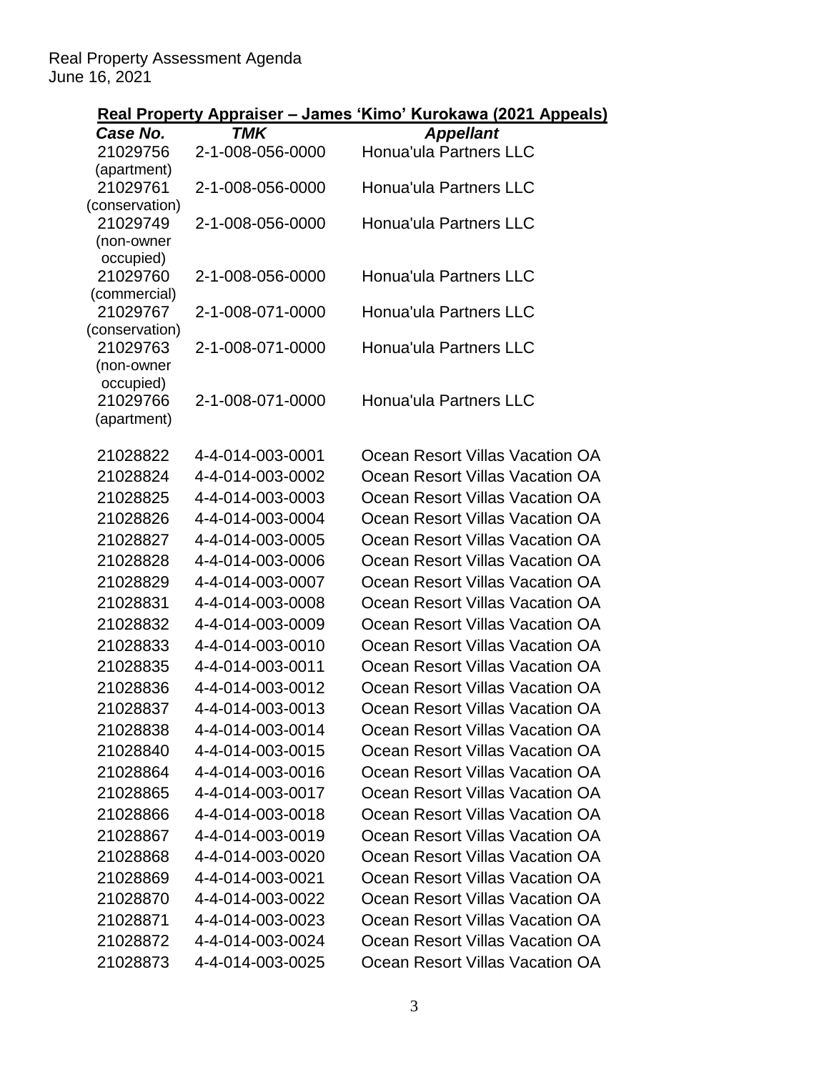**Real Property Appraiser – James 'Kimo' Kurokawa (2021 Appeals)**

| *Case No.* | *TMK* | *Appellant* |
|---|---|---|
| 21029756 (apartment) | 2-1-008-056-0000 | Honua'ula Partners LLC |
| 21029761 (conservation) | 2-1-008-056-0000 | Honua'ula Partners LLC |
| 21029749 (non-owner occupied) | 2-1-008-056-0000 | Honua'ula Partners LLC |
| 21029760 (commercial) | 2-1-008-056-0000 | Honua'ula Partners LLC |
| 21029767 (conservation) | 2-1-008-071-0000 | Honua'ula Partners LLC |
| 21029763 (non-owner occupied) | 2-1-008-071-0000 | Honua'ula Partners LLC |
| 21029766 (apartment) | 2-1-008-071-0000 | Honua'ula Partners LLC |
| 21028822 | 4-4-014-003-0001 | Ocean Resort Villas Vacation OA |
| 21028824 | 4-4-014-003-0002 | Ocean Resort Villas Vacation OA |
| 21028825 | 4-4-014-003-0003 | Ocean Resort Villas Vacation OA |
| 21028826 | 4-4-014-003-0004 | Ocean Resort Villas Vacation OA |
| 21028827 | 4-4-014-003-0005 | Ocean Resort Villas Vacation OA |
| 21028828 | 4-4-014-003-0006 | Ocean Resort Villas Vacation OA |
| 21028829 | 4-4-014-003-0007 | Ocean Resort Villas Vacation OA |
| 21028831 | 4-4-014-003-0008 | Ocean Resort Villas Vacation OA |
| 21028832 | 4-4-014-003-0009 | Ocean Resort Villas Vacation OA |
| 21028833 | 4-4-014-003-0010 | Ocean Resort Villas Vacation OA |
| 21028835 | 4-4-014-003-0011 | Ocean Resort Villas Vacation OA |
| 21028836 | 4-4-014-003-0012 | Ocean Resort Villas Vacation OA |
| 21028837 | 4-4-014-003-0013 | Ocean Resort Villas Vacation OA |
| 21028838 | 4-4-014-003-0014 | Ocean Resort Villas Vacation OA |
| 21028840 | 4-4-014-003-0015 | Ocean Resort Villas Vacation OA |
| 21028864 | 4-4-014-003-0016 | Ocean Resort Villas Vacation OA |
| 21028865 | 4-4-014-003-0017 | Ocean Resort Villas Vacation OA |
| 21028866 | 4-4-014-003-0018 | Ocean Resort Villas Vacation OA |
| 21028867 | 4-4-014-003-0019 | Ocean Resort Villas Vacation OA |
| 21028868 | 4-4-014-003-0020 | Ocean Resort Villas Vacation OA |
| 21028869 | 4-4-014-003-0021 | Ocean Resort Villas Vacation OA |
| 21028870 | 4-4-014-003-0022 | Ocean Resort Villas Vacation OA |
| 21028871 | 4-4-014-003-0023 | Ocean Resort Villas Vacation OA |
| 21028872 | 4-4-014-003-0024 | Ocean Resort Villas Vacation OA |
| 21028873 | 4-4-014-003-0025 | Ocean Resort Villas Vacation OA |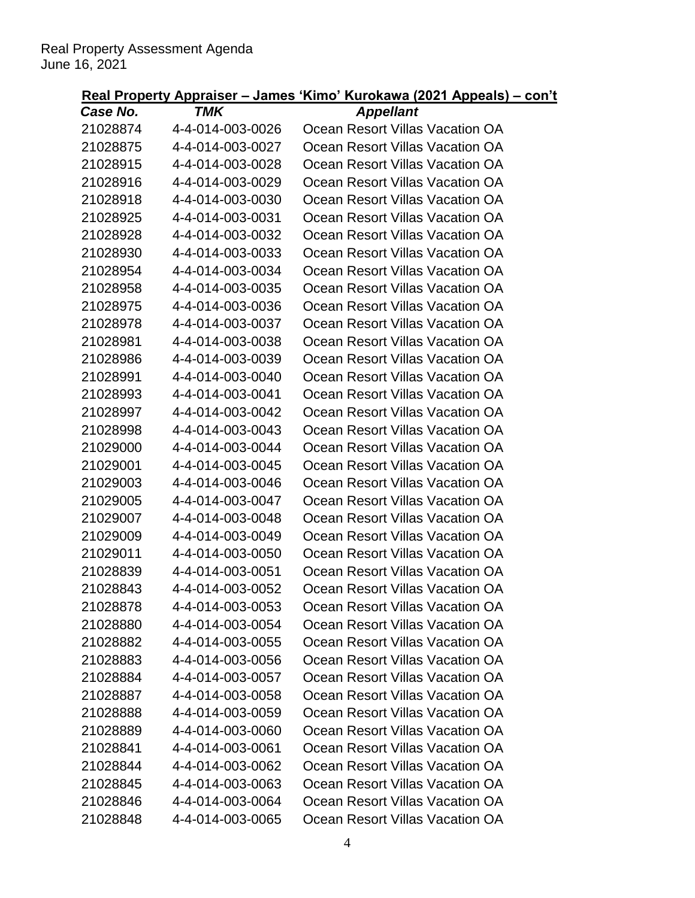Real Property Assessment Agenda
June 16, 2021

**Real Property Appraiser – James 'Kimo' Kurokawa (2021 Appeals) – con't**

| *Case No.* | *TMK* | *Appellant* |
|---|---|---|
| 21028874 | 4-4-014-003-0026 | Ocean Resort Villas Vacation OA |
| 21028875 | 4-4-014-003-0027 | Ocean Resort Villas Vacation OA |
| 21028915 | 4-4-014-003-0028 | Ocean Resort Villas Vacation OA |
| 21028916 | 4-4-014-003-0029 | Ocean Resort Villas Vacation OA |
| 21028918 | 4-4-014-003-0030 | Ocean Resort Villas Vacation OA |
| 21028925 | 4-4-014-003-0031 | Ocean Resort Villas Vacation OA |
| 21028928 | 4-4-014-003-0032 | Ocean Resort Villas Vacation OA |
| 21028930 | 4-4-014-003-0033 | Ocean Resort Villas Vacation OA |
| 21028954 | 4-4-014-003-0034 | Ocean Resort Villas Vacation OA |
| 21028958 | 4-4-014-003-0035 | Ocean Resort Villas Vacation OA |
| 21028975 | 4-4-014-003-0036 | Ocean Resort Villas Vacation OA |
| 21028978 | 4-4-014-003-0037 | Ocean Resort Villas Vacation OA |
| 21028981 | 4-4-014-003-0038 | Ocean Resort Villas Vacation OA |
| 21028986 | 4-4-014-003-0039 | Ocean Resort Villas Vacation OA |
| 21028991 | 4-4-014-003-0040 | Ocean Resort Villas Vacation OA |
| 21028993 | 4-4-014-003-0041 | Ocean Resort Villas Vacation OA |
| 21028997 | 4-4-014-003-0042 | Ocean Resort Villas Vacation OA |
| 21028998 | 4-4-014-003-0043 | Ocean Resort Villas Vacation OA |
| 21029000 | 4-4-014-003-0044 | Ocean Resort Villas Vacation OA |
| 21029001 | 4-4-014-003-0045 | Ocean Resort Villas Vacation OA |
| 21029003 | 4-4-014-003-0046 | Ocean Resort Villas Vacation OA |
| 21029005 | 4-4-014-003-0047 | Ocean Resort Villas Vacation OA |
| 21029007 | 4-4-014-003-0048 | Ocean Resort Villas Vacation OA |
| 21029009 | 4-4-014-003-0049 | Ocean Resort Villas Vacation OA |
| 21029011 | 4-4-014-003-0050 | Ocean Resort Villas Vacation OA |
| 21028839 | 4-4-014-003-0051 | Ocean Resort Villas Vacation OA |
| 21028843 | 4-4-014-003-0052 | Ocean Resort Villas Vacation OA |
| 21028878 | 4-4-014-003-0053 | Ocean Resort Villas Vacation OA |
| 21028880 | 4-4-014-003-0054 | Ocean Resort Villas Vacation OA |
| 21028882 | 4-4-014-003-0055 | Ocean Resort Villas Vacation OA |
| 21028883 | 4-4-014-003-0056 | Ocean Resort Villas Vacation OA |
| 21028884 | 4-4-014-003-0057 | Ocean Resort Villas Vacation OA |
| 21028887 | 4-4-014-003-0058 | Ocean Resort Villas Vacation OA |
| 21028888 | 4-4-014-003-0059 | Ocean Resort Villas Vacation OA |
| 21028889 | 4-4-014-003-0060 | Ocean Resort Villas Vacation OA |
| 21028841 | 4-4-014-003-0061 | Ocean Resort Villas Vacation OA |
| 21028844 | 4-4-014-003-0062 | Ocean Resort Villas Vacation OA |
| 21028845 | 4-4-014-003-0063 | Ocean Resort Villas Vacation OA |
| 21028846 | 4-4-014-003-0064 | Ocean Resort Villas Vacation OA |
| 21028848 | 4-4-014-003-0065 | Ocean Resort Villas Vacation OA |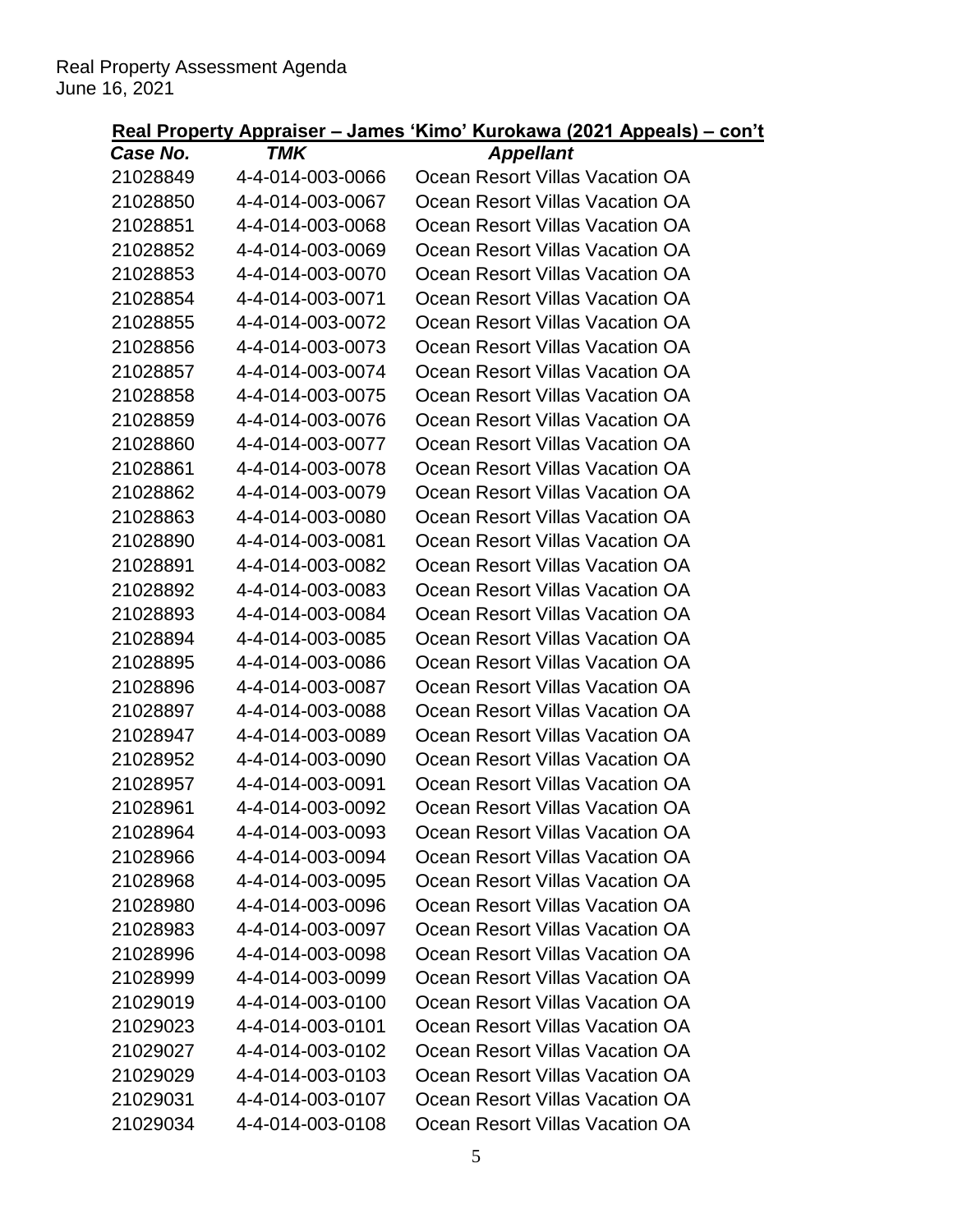Real Property Assessment Agenda
June 16, 2021

**Real Property Appraiser – James 'Kimo' Kurokawa (2021 Appeals) – con't**

| ***Case No.*** | ***TMK*** | ***Appellant*** |
|---|---|---|
| 21028849 | 4-4-014-003-0066 | Ocean Resort Villas Vacation OA |
| 21028850 | 4-4-014-003-0067 | Ocean Resort Villas Vacation OA |
| 21028851 | 4-4-014-003-0068 | Ocean Resort Villas Vacation OA |
| 21028852 | 4-4-014-003-0069 | Ocean Resort Villas Vacation OA |
| 21028853 | 4-4-014-003-0070 | Ocean Resort Villas Vacation OA |
| 21028854 | 4-4-014-003-0071 | Ocean Resort Villas Vacation OA |
| 21028855 | 4-4-014-003-0072 | Ocean Resort Villas Vacation OA |
| 21028856 | 4-4-014-003-0073 | Ocean Resort Villas Vacation OA |
| 21028857 | 4-4-014-003-0074 | Ocean Resort Villas Vacation OA |
| 21028858 | 4-4-014-003-0075 | Ocean Resort Villas Vacation OA |
| 21028859 | 4-4-014-003-0076 | Ocean Resort Villas Vacation OA |
| 21028860 | 4-4-014-003-0077 | Ocean Resort Villas Vacation OA |
| 21028861 | 4-4-014-003-0078 | Ocean Resort Villas Vacation OA |
| 21028862 | 4-4-014-003-0079 | Ocean Resort Villas Vacation OA |
| 21028863 | 4-4-014-003-0080 | Ocean Resort Villas Vacation OA |
| 21028890 | 4-4-014-003-0081 | Ocean Resort Villas Vacation OA |
| 21028891 | 4-4-014-003-0082 | Ocean Resort Villas Vacation OA |
| 21028892 | 4-4-014-003-0083 | Ocean Resort Villas Vacation OA |
| 21028893 | 4-4-014-003-0084 | Ocean Resort Villas Vacation OA |
| 21028894 | 4-4-014-003-0085 | Ocean Resort Villas Vacation OA |
| 21028895 | 4-4-014-003-0086 | Ocean Resort Villas Vacation OA |
| 21028896 | 4-4-014-003-0087 | Ocean Resort Villas Vacation OA |
| 21028897 | 4-4-014-003-0088 | Ocean Resort Villas Vacation OA |
| 21028947 | 4-4-014-003-0089 | Ocean Resort Villas Vacation OA |
| 21028952 | 4-4-014-003-0090 | Ocean Resort Villas Vacation OA |
| 21028957 | 4-4-014-003-0091 | Ocean Resort Villas Vacation OA |
| 21028961 | 4-4-014-003-0092 | Ocean Resort Villas Vacation OA |
| 21028964 | 4-4-014-003-0093 | Ocean Resort Villas Vacation OA |
| 21028966 | 4-4-014-003-0094 | Ocean Resort Villas Vacation OA |
| 21028968 | 4-4-014-003-0095 | Ocean Resort Villas Vacation OA |
| 21028980 | 4-4-014-003-0096 | Ocean Resort Villas Vacation OA |
| 21028983 | 4-4-014-003-0097 | Ocean Resort Villas Vacation OA |
| 21028996 | 4-4-014-003-0098 | Ocean Resort Villas Vacation OA |
| 21028999 | 4-4-014-003-0099 | Ocean Resort Villas Vacation OA |
| 21029019 | 4-4-014-003-0100 | Ocean Resort Villas Vacation OA |
| 21029023 | 4-4-014-003-0101 | Ocean Resort Villas Vacation OA |
| 21029027 | 4-4-014-003-0102 | Ocean Resort Villas Vacation OA |
| 21029029 | 4-4-014-003-0103 | Ocean Resort Villas Vacation OA |
| 21029031 | 4-4-014-003-0107 | Ocean Resort Villas Vacation OA |
| 21029034 | 4-4-014-003-0108 | Ocean Resort Villas Vacation OA |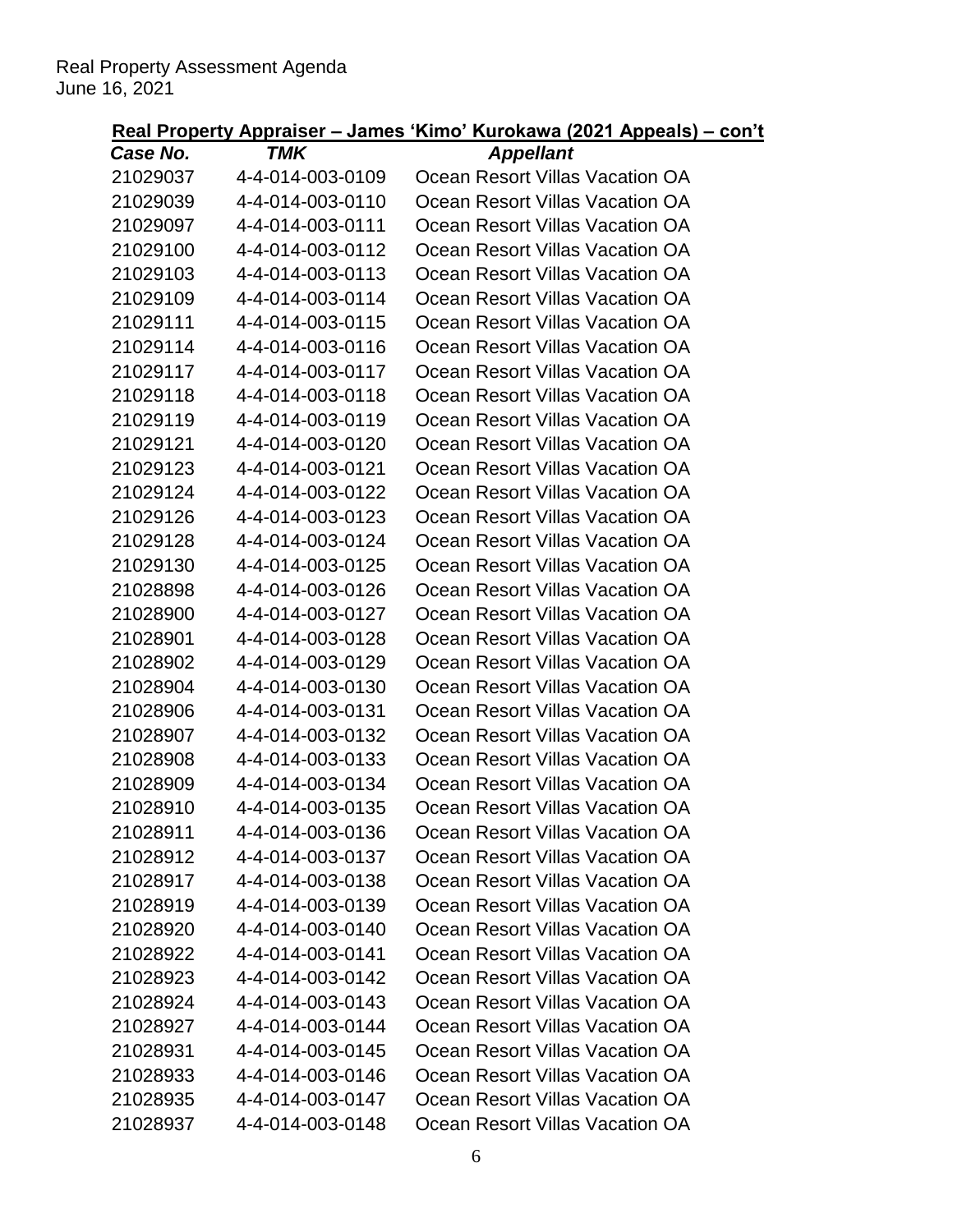## Real Property Appraiser – James 'Kimo' Kurokawa (2021 Appeals) – con't

| *Case No.* | *TMK* | *Appellant* |
|---|---|---|
| 21029037 | 4-4-014-003-0109 | Ocean Resort Villas Vacation OA |
| 21029039 | 4-4-014-003-0110 | Ocean Resort Villas Vacation OA |
| 21029097 | 4-4-014-003-0111 | Ocean Resort Villas Vacation OA |
| 21029100 | 4-4-014-003-0112 | Ocean Resort Villas Vacation OA |
| 21029103 | 4-4-014-003-0113 | Ocean Resort Villas Vacation OA |
| 21029109 | 4-4-014-003-0114 | Ocean Resort Villas Vacation OA |
| 21029111 | 4-4-014-003-0115 | Ocean Resort Villas Vacation OA |
| 21029114 | 4-4-014-003-0116 | Ocean Resort Villas Vacation OA |
| 21029117 | 4-4-014-003-0117 | Ocean Resort Villas Vacation OA |
| 21029118 | 4-4-014-003-0118 | Ocean Resort Villas Vacation OA |
| 21029119 | 4-4-014-003-0119 | Ocean Resort Villas Vacation OA |
| 21029121 | 4-4-014-003-0120 | Ocean Resort Villas Vacation OA |
| 21029123 | 4-4-014-003-0121 | Ocean Resort Villas Vacation OA |
| 21029124 | 4-4-014-003-0122 | Ocean Resort Villas Vacation OA |
| 21029126 | 4-4-014-003-0123 | Ocean Resort Villas Vacation OA |
| 21029128 | 4-4-014-003-0124 | Ocean Resort Villas Vacation OA |
| 21029130 | 4-4-014-003-0125 | Ocean Resort Villas Vacation OA |
| 21028898 | 4-4-014-003-0126 | Ocean Resort Villas Vacation OA |
| 21028900 | 4-4-014-003-0127 | Ocean Resort Villas Vacation OA |
| 21028901 | 4-4-014-003-0128 | Ocean Resort Villas Vacation OA |
| 21028902 | 4-4-014-003-0129 | Ocean Resort Villas Vacation OA |
| 21028904 | 4-4-014-003-0130 | Ocean Resort Villas Vacation OA |
| 21028906 | 4-4-014-003-0131 | Ocean Resort Villas Vacation OA |
| 21028907 | 4-4-014-003-0132 | Ocean Resort Villas Vacation OA |
| 21028908 | 4-4-014-003-0133 | Ocean Resort Villas Vacation OA |
| 21028909 | 4-4-014-003-0134 | Ocean Resort Villas Vacation OA |
| 21028910 | 4-4-014-003-0135 | Ocean Resort Villas Vacation OA |
| 21028911 | 4-4-014-003-0136 | Ocean Resort Villas Vacation OA |
| 21028912 | 4-4-014-003-0137 | Ocean Resort Villas Vacation OA |
| 21028917 | 4-4-014-003-0138 | Ocean Resort Villas Vacation OA |
| 21028919 | 4-4-014-003-0139 | Ocean Resort Villas Vacation OA |
| 21028920 | 4-4-014-003-0140 | Ocean Resort Villas Vacation OA |
| 21028922 | 4-4-014-003-0141 | Ocean Resort Villas Vacation OA |
| 21028923 | 4-4-014-003-0142 | Ocean Resort Villas Vacation OA |
| 21028924 | 4-4-014-003-0143 | Ocean Resort Villas Vacation OA |
| 21028927 | 4-4-014-003-0144 | Ocean Resort Villas Vacation OA |
| 21028931 | 4-4-014-003-0145 | Ocean Resort Villas Vacation OA |
| 21028933 | 4-4-014-003-0146 | Ocean Resort Villas Vacation OA |
| 21028935 | 4-4-014-003-0147 | Ocean Resort Villas Vacation OA |
| 21028937 | 4-4-014-003-0148 | Ocean Resort Villas Vacation OA |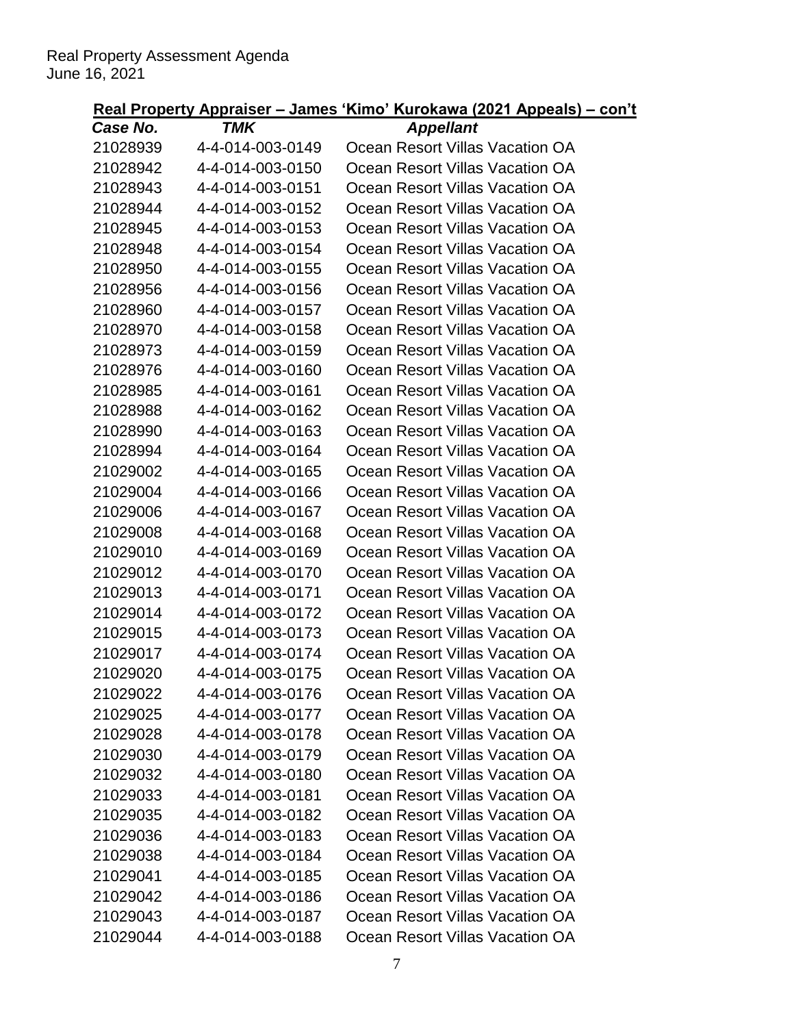## Real Property Appraiser – James 'Kimo' Kurokawa (2021 Appeals) – con't

| *Case No.* | *TMK* | *Appellant* |
|---|---|---|
| 21028939 | 4-4-014-003-0149 | Ocean Resort Villas Vacation OA |
| 21028942 | 4-4-014-003-0150 | Ocean Resort Villas Vacation OA |
| 21028943 | 4-4-014-003-0151 | Ocean Resort Villas Vacation OA |
| 21028944 | 4-4-014-003-0152 | Ocean Resort Villas Vacation OA |
| 21028945 | 4-4-014-003-0153 | Ocean Resort Villas Vacation OA |
| 21028948 | 4-4-014-003-0154 | Ocean Resort Villas Vacation OA |
| 21028950 | 4-4-014-003-0155 | Ocean Resort Villas Vacation OA |
| 21028956 | 4-4-014-003-0156 | Ocean Resort Villas Vacation OA |
| 21028960 | 4-4-014-003-0157 | Ocean Resort Villas Vacation OA |
| 21028970 | 4-4-014-003-0158 | Ocean Resort Villas Vacation OA |
| 21028973 | 4-4-014-003-0159 | Ocean Resort Villas Vacation OA |
| 21028976 | 4-4-014-003-0160 | Ocean Resort Villas Vacation OA |
| 21028985 | 4-4-014-003-0161 | Ocean Resort Villas Vacation OA |
| 21028988 | 4-4-014-003-0162 | Ocean Resort Villas Vacation OA |
| 21028990 | 4-4-014-003-0163 | Ocean Resort Villas Vacation OA |
| 21028994 | 4-4-014-003-0164 | Ocean Resort Villas Vacation OA |
| 21029002 | 4-4-014-003-0165 | Ocean Resort Villas Vacation OA |
| 21029004 | 4-4-014-003-0166 | Ocean Resort Villas Vacation OA |
| 21029006 | 4-4-014-003-0167 | Ocean Resort Villas Vacation OA |
| 21029008 | 4-4-014-003-0168 | Ocean Resort Villas Vacation OA |
| 21029010 | 4-4-014-003-0169 | Ocean Resort Villas Vacation OA |
| 21029012 | 4-4-014-003-0170 | Ocean Resort Villas Vacation OA |
| 21029013 | 4-4-014-003-0171 | Ocean Resort Villas Vacation OA |
| 21029014 | 4-4-014-003-0172 | Ocean Resort Villas Vacation OA |
| 21029015 | 4-4-014-003-0173 | Ocean Resort Villas Vacation OA |
| 21029017 | 4-4-014-003-0174 | Ocean Resort Villas Vacation OA |
| 21029020 | 4-4-014-003-0175 | Ocean Resort Villas Vacation OA |
| 21029022 | 4-4-014-003-0176 | Ocean Resort Villas Vacation OA |
| 21029025 | 4-4-014-003-0177 | Ocean Resort Villas Vacation OA |
| 21029028 | 4-4-014-003-0178 | Ocean Resort Villas Vacation OA |
| 21029030 | 4-4-014-003-0179 | Ocean Resort Villas Vacation OA |
| 21029032 | 4-4-014-003-0180 | Ocean Resort Villas Vacation OA |
| 21029033 | 4-4-014-003-0181 | Ocean Resort Villas Vacation OA |
| 21029035 | 4-4-014-003-0182 | Ocean Resort Villas Vacation OA |
| 21029036 | 4-4-014-003-0183 | Ocean Resort Villas Vacation OA |
| 21029038 | 4-4-014-003-0184 | Ocean Resort Villas Vacation OA |
| 21029041 | 4-4-014-003-0185 | Ocean Resort Villas Vacation OA |
| 21029042 | 4-4-014-003-0186 | Ocean Resort Villas Vacation OA |
| 21029043 | 4-4-014-003-0187 | Ocean Resort Villas Vacation OA |
| 21029044 | 4-4-014-003-0188 | Ocean Resort Villas Vacation OA |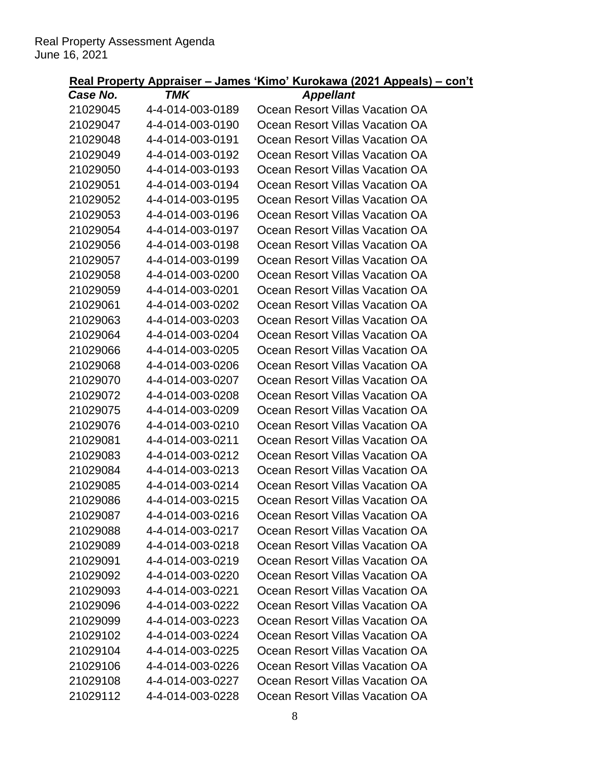Real Property Assessment Agenda
June 16, 2021

**Real Property Appraiser – James 'Kimo' Kurokawa (2021 Appeals) – con't**

| *Case No.* | *TMK* | *Appellant* |
|---|---|---|
| 21029045 | 4-4-014-003-0189 | Ocean Resort Villas Vacation OA |
| 21029047 | 4-4-014-003-0190 | Ocean Resort Villas Vacation OA |
| 21029048 | 4-4-014-003-0191 | Ocean Resort Villas Vacation OA |
| 21029049 | 4-4-014-003-0192 | Ocean Resort Villas Vacation OA |
| 21029050 | 4-4-014-003-0193 | Ocean Resort Villas Vacation OA |
| 21029051 | 4-4-014-003-0194 | Ocean Resort Villas Vacation OA |
| 21029052 | 4-4-014-003-0195 | Ocean Resort Villas Vacation OA |
| 21029053 | 4-4-014-003-0196 | Ocean Resort Villas Vacation OA |
| 21029054 | 4-4-014-003-0197 | Ocean Resort Villas Vacation OA |
| 21029056 | 4-4-014-003-0198 | Ocean Resort Villas Vacation OA |
| 21029057 | 4-4-014-003-0199 | Ocean Resort Villas Vacation OA |
| 21029058 | 4-4-014-003-0200 | Ocean Resort Villas Vacation OA |
| 21029059 | 4-4-014-003-0201 | Ocean Resort Villas Vacation OA |
| 21029061 | 4-4-014-003-0202 | Ocean Resort Villas Vacation OA |
| 21029063 | 4-4-014-003-0203 | Ocean Resort Villas Vacation OA |
| 21029064 | 4-4-014-003-0204 | Ocean Resort Villas Vacation OA |
| 21029066 | 4-4-014-003-0205 | Ocean Resort Villas Vacation OA |
| 21029068 | 4-4-014-003-0206 | Ocean Resort Villas Vacation OA |
| 21029070 | 4-4-014-003-0207 | Ocean Resort Villas Vacation OA |
| 21029072 | 4-4-014-003-0208 | Ocean Resort Villas Vacation OA |
| 21029075 | 4-4-014-003-0209 | Ocean Resort Villas Vacation OA |
| 21029076 | 4-4-014-003-0210 | Ocean Resort Villas Vacation OA |
| 21029081 | 4-4-014-003-0211 | Ocean Resort Villas Vacation OA |
| 21029083 | 4-4-014-003-0212 | Ocean Resort Villas Vacation OA |
| 21029084 | 4-4-014-003-0213 | Ocean Resort Villas Vacation OA |
| 21029085 | 4-4-014-003-0214 | Ocean Resort Villas Vacation OA |
| 21029086 | 4-4-014-003-0215 | Ocean Resort Villas Vacation OA |
| 21029087 | 4-4-014-003-0216 | Ocean Resort Villas Vacation OA |
| 21029088 | 4-4-014-003-0217 | Ocean Resort Villas Vacation OA |
| 21029089 | 4-4-014-003-0218 | Ocean Resort Villas Vacation OA |
| 21029091 | 4-4-014-003-0219 | Ocean Resort Villas Vacation OA |
| 21029092 | 4-4-014-003-0220 | Ocean Resort Villas Vacation OA |
| 21029093 | 4-4-014-003-0221 | Ocean Resort Villas Vacation OA |
| 21029096 | 4-4-014-003-0222 | Ocean Resort Villas Vacation OA |
| 21029099 | 4-4-014-003-0223 | Ocean Resort Villas Vacation OA |
| 21029102 | 4-4-014-003-0224 | Ocean Resort Villas Vacation OA |
| 21029104 | 4-4-014-003-0225 | Ocean Resort Villas Vacation OA |
| 21029106 | 4-4-014-003-0226 | Ocean Resort Villas Vacation OA |
| 21029108 | 4-4-014-003-0227 | Ocean Resort Villas Vacation OA |
| 21029112 | 4-4-014-003-0228 | Ocean Resort Villas Vacation OA |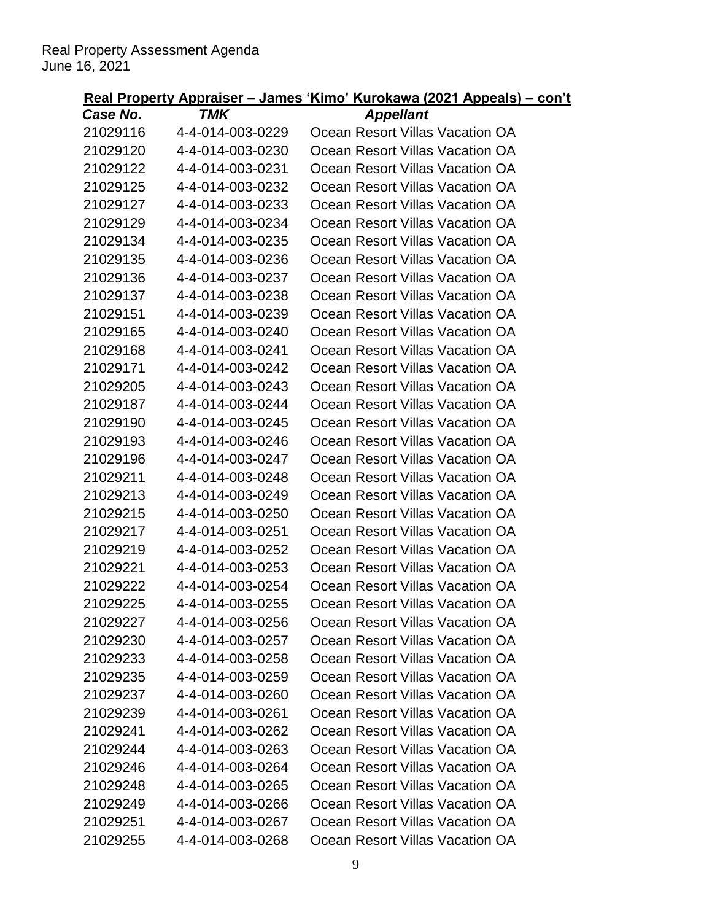Real Property Assessment Agenda
June 16, 2021

## Real Property Appraiser – James 'Kimo' Kurokawa (2021 Appeals) – con't

| *Case No.* | *TMK* | *Appellant* |
|---|---|---|
| 21029116 | 4-4-014-003-0229 | Ocean Resort Villas Vacation OA |
| 21029120 | 4-4-014-003-0230 | Ocean Resort Villas Vacation OA |
| 21029122 | 4-4-014-003-0231 | Ocean Resort Villas Vacation OA |
| 21029125 | 4-4-014-003-0232 | Ocean Resort Villas Vacation OA |
| 21029127 | 4-4-014-003-0233 | Ocean Resort Villas Vacation OA |
| 21029129 | 4-4-014-003-0234 | Ocean Resort Villas Vacation OA |
| 21029134 | 4-4-014-003-0235 | Ocean Resort Villas Vacation OA |
| 21029135 | 4-4-014-003-0236 | Ocean Resort Villas Vacation OA |
| 21029136 | 4-4-014-003-0237 | Ocean Resort Villas Vacation OA |
| 21029137 | 4-4-014-003-0238 | Ocean Resort Villas Vacation OA |
| 21029151 | 4-4-014-003-0239 | Ocean Resort Villas Vacation OA |
| 21029165 | 4-4-014-003-0240 | Ocean Resort Villas Vacation OA |
| 21029168 | 4-4-014-003-0241 | Ocean Resort Villas Vacation OA |
| 21029171 | 4-4-014-003-0242 | Ocean Resort Villas Vacation OA |
| 21029205 | 4-4-014-003-0243 | Ocean Resort Villas Vacation OA |
| 21029187 | 4-4-014-003-0244 | Ocean Resort Villas Vacation OA |
| 21029190 | 4-4-014-003-0245 | Ocean Resort Villas Vacation OA |
| 21029193 | 4-4-014-003-0246 | Ocean Resort Villas Vacation OA |
| 21029196 | 4-4-014-003-0247 | Ocean Resort Villas Vacation OA |
| 21029211 | 4-4-014-003-0248 | Ocean Resort Villas Vacation OA |
| 21029213 | 4-4-014-003-0249 | Ocean Resort Villas Vacation OA |
| 21029215 | 4-4-014-003-0250 | Ocean Resort Villas Vacation OA |
| 21029217 | 4-4-014-003-0251 | Ocean Resort Villas Vacation OA |
| 21029219 | 4-4-014-003-0252 | Ocean Resort Villas Vacation OA |
| 21029221 | 4-4-014-003-0253 | Ocean Resort Villas Vacation OA |
| 21029222 | 4-4-014-003-0254 | Ocean Resort Villas Vacation OA |
| 21029225 | 4-4-014-003-0255 | Ocean Resort Villas Vacation OA |
| 21029227 | 4-4-014-003-0256 | Ocean Resort Villas Vacation OA |
| 21029230 | 4-4-014-003-0257 | Ocean Resort Villas Vacation OA |
| 21029233 | 4-4-014-003-0258 | Ocean Resort Villas Vacation OA |
| 21029235 | 4-4-014-003-0259 | Ocean Resort Villas Vacation OA |
| 21029237 | 4-4-014-003-0260 | Ocean Resort Villas Vacation OA |
| 21029239 | 4-4-014-003-0261 | Ocean Resort Villas Vacation OA |
| 21029241 | 4-4-014-003-0262 | Ocean Resort Villas Vacation OA |
| 21029244 | 4-4-014-003-0263 | Ocean Resort Villas Vacation OA |
| 21029246 | 4-4-014-003-0264 | Ocean Resort Villas Vacation OA |
| 21029248 | 4-4-014-003-0265 | Ocean Resort Villas Vacation OA |
| 21029249 | 4-4-014-003-0266 | Ocean Resort Villas Vacation OA |
| 21029251 | 4-4-014-003-0267 | Ocean Resort Villas Vacation OA |
| 21029255 | 4-4-014-003-0268 | Ocean Resort Villas Vacation OA |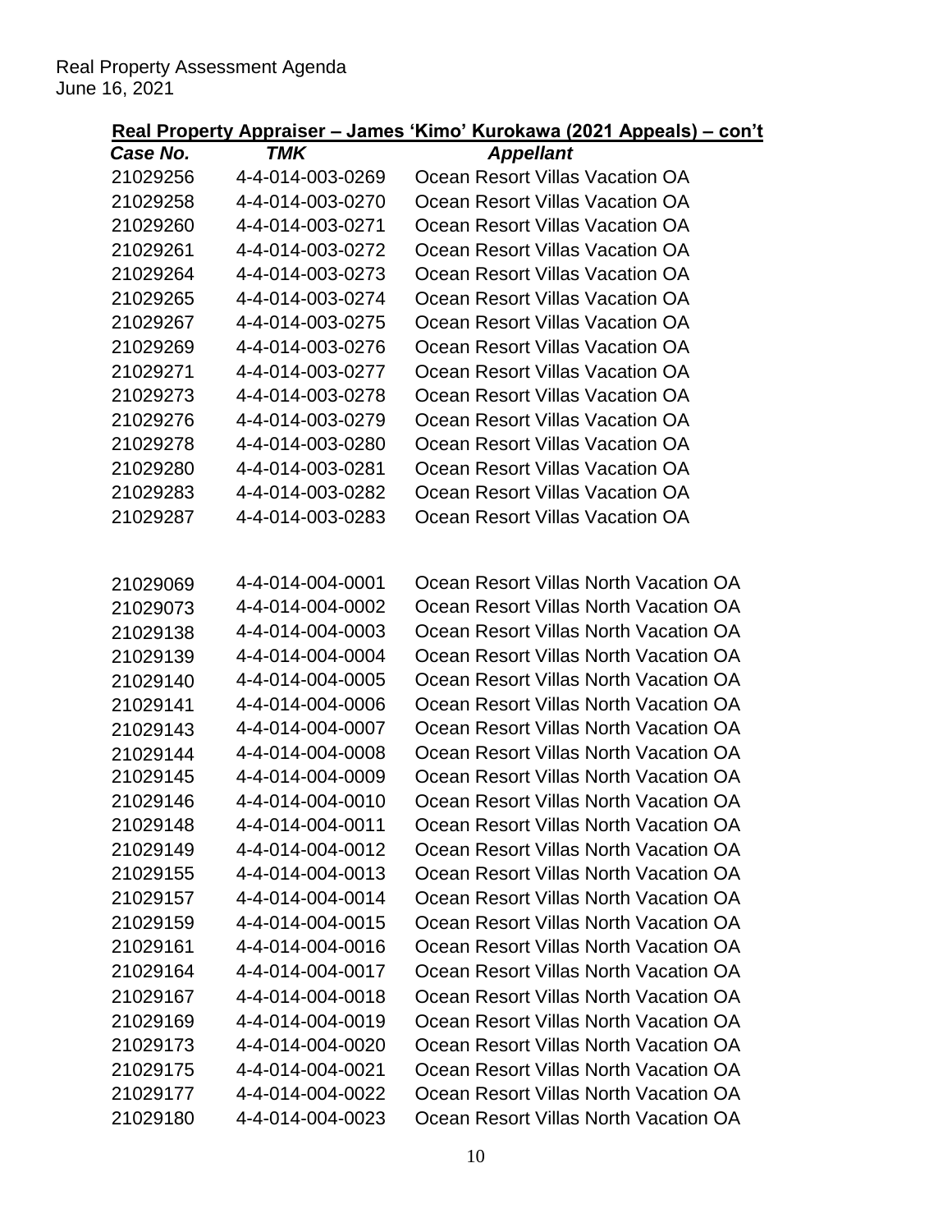**Real Property Appraiser – James 'Kimo' Kurokawa (2021 Appeals) – con't**

| *Case No.* | *TMK* | *Appellant* |
|---|---|---|
| 21029256 | 4-4-014-003-0269 | Ocean Resort Villas Vacation OA |
| 21029258 | 4-4-014-003-0270 | Ocean Resort Villas Vacation OA |
| 21029260 | 4-4-014-003-0271 | Ocean Resort Villas Vacation OA |
| 21029261 | 4-4-014-003-0272 | Ocean Resort Villas Vacation OA |
| 21029264 | 4-4-014-003-0273 | Ocean Resort Villas Vacation OA |
| 21029265 | 4-4-014-003-0274 | Ocean Resort Villas Vacation OA |
| 21029267 | 4-4-014-003-0275 | Ocean Resort Villas Vacation OA |
| 21029269 | 4-4-014-003-0276 | Ocean Resort Villas Vacation OA |
| 21029271 | 4-4-014-003-0277 | Ocean Resort Villas Vacation OA |
| 21029273 | 4-4-014-003-0278 | Ocean Resort Villas Vacation OA |
| 21029276 | 4-4-014-003-0279 | Ocean Resort Villas Vacation OA |
| 21029278 | 4-4-014-003-0280 | Ocean Resort Villas Vacation OA |
| 21029280 | 4-4-014-003-0281 | Ocean Resort Villas Vacation OA |
| 21029283 | 4-4-014-003-0282 | Ocean Resort Villas Vacation OA |
| 21029287 | 4-4-014-003-0283 | Ocean Resort Villas Vacation OA |
| | | |
| 21029069 | 4-4-014-004-0001 | Ocean Resort Villas North Vacation OA |
| 21029073 | 4-4-014-004-0002 | Ocean Resort Villas North Vacation OA |
| 21029138 | 4-4-014-004-0003 | Ocean Resort Villas North Vacation OA |
| 21029139 | 4-4-014-004-0004 | Ocean Resort Villas North Vacation OA |
| 21029140 | 4-4-014-004-0005 | Ocean Resort Villas North Vacation OA |
| 21029141 | 4-4-014-004-0006 | Ocean Resort Villas North Vacation OA |
| 21029143 | 4-4-014-004-0007 | Ocean Resort Villas North Vacation OA |
| 21029144 | 4-4-014-004-0008 | Ocean Resort Villas North Vacation OA |
| 21029145 | 4-4-014-004-0009 | Ocean Resort Villas North Vacation OA |
| 21029146 | 4-4-014-004-0010 | Ocean Resort Villas North Vacation OA |
| 21029148 | 4-4-014-004-0011 | Ocean Resort Villas North Vacation OA |
| 21029149 | 4-4-014-004-0012 | Ocean Resort Villas North Vacation OA |
| 21029155 | 4-4-014-004-0013 | Ocean Resort Villas North Vacation OA |
| 21029157 | 4-4-014-004-0014 | Ocean Resort Villas North Vacation OA |
| 21029159 | 4-4-014-004-0015 | Ocean Resort Villas North Vacation OA |
| 21029161 | 4-4-014-004-0016 | Ocean Resort Villas North Vacation OA |
| 21029164 | 4-4-014-004-0017 | Ocean Resort Villas North Vacation OA |
| 21029167 | 4-4-014-004-0018 | Ocean Resort Villas North Vacation OA |
| 21029169 | 4-4-014-004-0019 | Ocean Resort Villas North Vacation OA |
| 21029173 | 4-4-014-004-0020 | Ocean Resort Villas North Vacation OA |
| 21029175 | 4-4-014-004-0021 | Ocean Resort Villas North Vacation OA |
| 21029177 | 4-4-014-004-0022 | Ocean Resort Villas North Vacation OA |
| 21029180 | 4-4-014-004-0023 | Ocean Resort Villas North Vacation OA |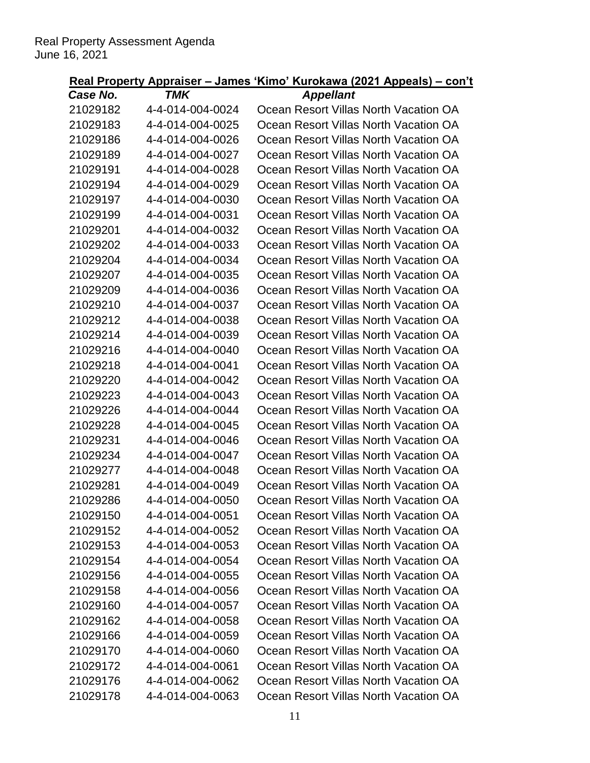## Real Property Appraiser – James 'Kimo' Kurokawa (2021 Appeals) – con't

| *Case No.* | *TMK* | *Appellant* |
|---|---|---|
| 21029182 | 4-4-014-004-0024 | Ocean Resort Villas North Vacation OA |
| 21029183 | 4-4-014-004-0025 | Ocean Resort Villas North Vacation OA |
| 21029186 | 4-4-014-004-0026 | Ocean Resort Villas North Vacation OA |
| 21029189 | 4-4-014-004-0027 | Ocean Resort Villas North Vacation OA |
| 21029191 | 4-4-014-004-0028 | Ocean Resort Villas North Vacation OA |
| 21029194 | 4-4-014-004-0029 | Ocean Resort Villas North Vacation OA |
| 21029197 | 4-4-014-004-0030 | Ocean Resort Villas North Vacation OA |
| 21029199 | 4-4-014-004-0031 | Ocean Resort Villas North Vacation OA |
| 21029201 | 4-4-014-004-0032 | Ocean Resort Villas North Vacation OA |
| 21029202 | 4-4-014-004-0033 | Ocean Resort Villas North Vacation OA |
| 21029204 | 4-4-014-004-0034 | Ocean Resort Villas North Vacation OA |
| 21029207 | 4-4-014-004-0035 | Ocean Resort Villas North Vacation OA |
| 21029209 | 4-4-014-004-0036 | Ocean Resort Villas North Vacation OA |
| 21029210 | 4-4-014-004-0037 | Ocean Resort Villas North Vacation OA |
| 21029212 | 4-4-014-004-0038 | Ocean Resort Villas North Vacation OA |
| 21029214 | 4-4-014-004-0039 | Ocean Resort Villas North Vacation OA |
| 21029216 | 4-4-014-004-0040 | Ocean Resort Villas North Vacation OA |
| 21029218 | 4-4-014-004-0041 | Ocean Resort Villas North Vacation OA |
| 21029220 | 4-4-014-004-0042 | Ocean Resort Villas North Vacation OA |
| 21029223 | 4-4-014-004-0043 | Ocean Resort Villas North Vacation OA |
| 21029226 | 4-4-014-004-0044 | Ocean Resort Villas North Vacation OA |
| 21029228 | 4-4-014-004-0045 | Ocean Resort Villas North Vacation OA |
| 21029231 | 4-4-014-004-0046 | Ocean Resort Villas North Vacation OA |
| 21029234 | 4-4-014-004-0047 | Ocean Resort Villas North Vacation OA |
| 21029277 | 4-4-014-004-0048 | Ocean Resort Villas North Vacation OA |
| 21029281 | 4-4-014-004-0049 | Ocean Resort Villas North Vacation OA |
| 21029286 | 4-4-014-004-0050 | Ocean Resort Villas North Vacation OA |
| 21029150 | 4-4-014-004-0051 | Ocean Resort Villas North Vacation OA |
| 21029152 | 4-4-014-004-0052 | Ocean Resort Villas North Vacation OA |
| 21029153 | 4-4-014-004-0053 | Ocean Resort Villas North Vacation OA |
| 21029154 | 4-4-014-004-0054 | Ocean Resort Villas North Vacation OA |
| 21029156 | 4-4-014-004-0055 | Ocean Resort Villas North Vacation OA |
| 21029158 | 4-4-014-004-0056 | Ocean Resort Villas North Vacation OA |
| 21029160 | 4-4-014-004-0057 | Ocean Resort Villas North Vacation OA |
| 21029162 | 4-4-014-004-0058 | Ocean Resort Villas North Vacation OA |
| 21029166 | 4-4-014-004-0059 | Ocean Resort Villas North Vacation OA |
| 21029170 | 4-4-014-004-0060 | Ocean Resort Villas North Vacation OA |
| 21029172 | 4-4-014-004-0061 | Ocean Resort Villas North Vacation OA |
| 21029176 | 4-4-014-004-0062 | Ocean Resort Villas North Vacation OA |
| 21029178 | 4-4-014-004-0063 | Ocean Resort Villas North Vacation OA |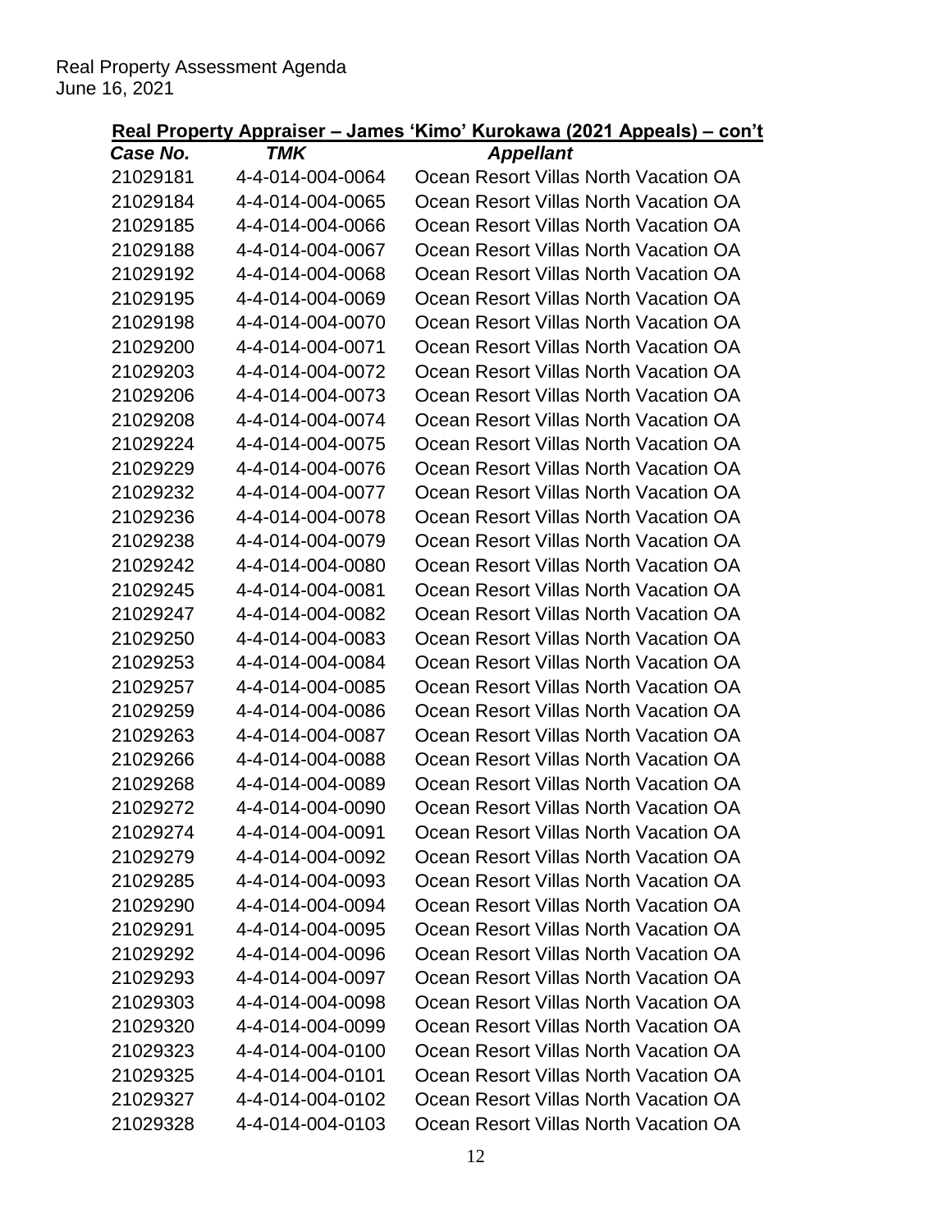## Real Property Appraiser – James 'Kimo' Kurokawa (2021 Appeals) – con't

| *Case No.* | *TMK* | *Appellant* |
|---|---|---|
| 21029181 | 4-4-014-004-0064 | Ocean Resort Villas North Vacation OA |
| 21029184 | 4-4-014-004-0065 | Ocean Resort Villas North Vacation OA |
| 21029185 | 4-4-014-004-0066 | Ocean Resort Villas North Vacation OA |
| 21029188 | 4-4-014-004-0067 | Ocean Resort Villas North Vacation OA |
| 21029192 | 4-4-014-004-0068 | Ocean Resort Villas North Vacation OA |
| 21029195 | 4-4-014-004-0069 | Ocean Resort Villas North Vacation OA |
| 21029198 | 4-4-014-004-0070 | Ocean Resort Villas North Vacation OA |
| 21029200 | 4-4-014-004-0071 | Ocean Resort Villas North Vacation OA |
| 21029203 | 4-4-014-004-0072 | Ocean Resort Villas North Vacation OA |
| 21029206 | 4-4-014-004-0073 | Ocean Resort Villas North Vacation OA |
| 21029208 | 4-4-014-004-0074 | Ocean Resort Villas North Vacation OA |
| 21029224 | 4-4-014-004-0075 | Ocean Resort Villas North Vacation OA |
| 21029229 | 4-4-014-004-0076 | Ocean Resort Villas North Vacation OA |
| 21029232 | 4-4-014-004-0077 | Ocean Resort Villas North Vacation OA |
| 21029236 | 4-4-014-004-0078 | Ocean Resort Villas North Vacation OA |
| 21029238 | 4-4-014-004-0079 | Ocean Resort Villas North Vacation OA |
| 21029242 | 4-4-014-004-0080 | Ocean Resort Villas North Vacation OA |
| 21029245 | 4-4-014-004-0081 | Ocean Resort Villas North Vacation OA |
| 21029247 | 4-4-014-004-0082 | Ocean Resort Villas North Vacation OA |
| 21029250 | 4-4-014-004-0083 | Ocean Resort Villas North Vacation OA |
| 21029253 | 4-4-014-004-0084 | Ocean Resort Villas North Vacation OA |
| 21029257 | 4-4-014-004-0085 | Ocean Resort Villas North Vacation OA |
| 21029259 | 4-4-014-004-0086 | Ocean Resort Villas North Vacation OA |
| 21029263 | 4-4-014-004-0087 | Ocean Resort Villas North Vacation OA |
| 21029266 | 4-4-014-004-0088 | Ocean Resort Villas North Vacation OA |
| 21029268 | 4-4-014-004-0089 | Ocean Resort Villas North Vacation OA |
| 21029272 | 4-4-014-004-0090 | Ocean Resort Villas North Vacation OA |
| 21029274 | 4-4-014-004-0091 | Ocean Resort Villas North Vacation OA |
| 21029279 | 4-4-014-004-0092 | Ocean Resort Villas North Vacation OA |
| 21029285 | 4-4-014-004-0093 | Ocean Resort Villas North Vacation OA |
| 21029290 | 4-4-014-004-0094 | Ocean Resort Villas North Vacation OA |
| 21029291 | 4-4-014-004-0095 | Ocean Resort Villas North Vacation OA |
| 21029292 | 4-4-014-004-0096 | Ocean Resort Villas North Vacation OA |
| 21029293 | 4-4-014-004-0097 | Ocean Resort Villas North Vacation OA |
| 21029303 | 4-4-014-004-0098 | Ocean Resort Villas North Vacation OA |
| 21029320 | 4-4-014-004-0099 | Ocean Resort Villas North Vacation OA |
| 21029323 | 4-4-014-004-0100 | Ocean Resort Villas North Vacation OA |
| 21029325 | 4-4-014-004-0101 | Ocean Resort Villas North Vacation OA |
| 21029327 | 4-4-014-004-0102 | Ocean Resort Villas North Vacation OA |
| 21029328 | 4-4-014-004-0103 | Ocean Resort Villas North Vacation OA |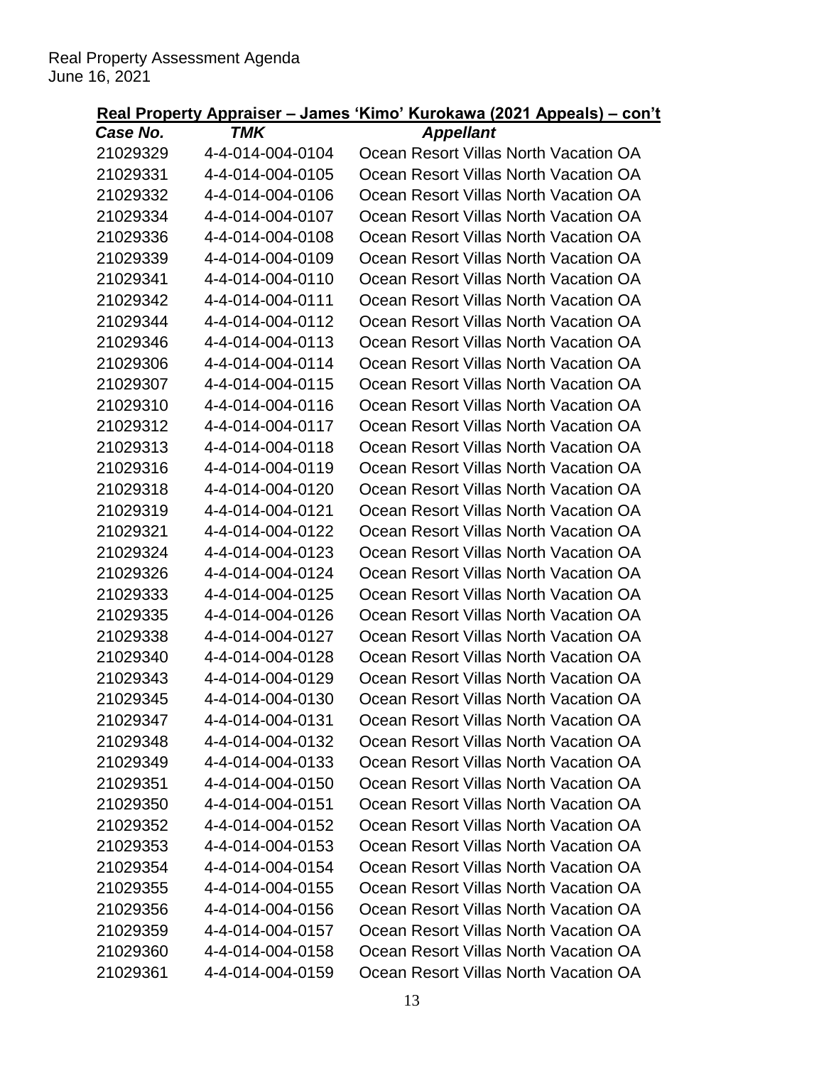Real Property Assessment Agenda
June 16, 2021

## Real Property Appraiser – James 'Kimo' Kurokawa (2021 Appeals) – con't

| *Case No.* | *TMK* | *Appellant* |
|---|---|---|
| 21029329 | 4-4-014-004-0104 | Ocean Resort Villas North Vacation OA |
| 21029331 | 4-4-014-004-0105 | Ocean Resort Villas North Vacation OA |
| 21029332 | 4-4-014-004-0106 | Ocean Resort Villas North Vacation OA |
| 21029334 | 4-4-014-004-0107 | Ocean Resort Villas North Vacation OA |
| 21029336 | 4-4-014-004-0108 | Ocean Resort Villas North Vacation OA |
| 21029339 | 4-4-014-004-0109 | Ocean Resort Villas North Vacation OA |
| 21029341 | 4-4-014-004-0110 | Ocean Resort Villas North Vacation OA |
| 21029342 | 4-4-014-004-0111 | Ocean Resort Villas North Vacation OA |
| 21029344 | 4-4-014-004-0112 | Ocean Resort Villas North Vacation OA |
| 21029346 | 4-4-014-004-0113 | Ocean Resort Villas North Vacation OA |
| 21029306 | 4-4-014-004-0114 | Ocean Resort Villas North Vacation OA |
| 21029307 | 4-4-014-004-0115 | Ocean Resort Villas North Vacation OA |
| 21029310 | 4-4-014-004-0116 | Ocean Resort Villas North Vacation OA |
| 21029312 | 4-4-014-004-0117 | Ocean Resort Villas North Vacation OA |
| 21029313 | 4-4-014-004-0118 | Ocean Resort Villas North Vacation OA |
| 21029316 | 4-4-014-004-0119 | Ocean Resort Villas North Vacation OA |
| 21029318 | 4-4-014-004-0120 | Ocean Resort Villas North Vacation OA |
| 21029319 | 4-4-014-004-0121 | Ocean Resort Villas North Vacation OA |
| 21029321 | 4-4-014-004-0122 | Ocean Resort Villas North Vacation OA |
| 21029324 | 4-4-014-004-0123 | Ocean Resort Villas North Vacation OA |
| 21029326 | 4-4-014-004-0124 | Ocean Resort Villas North Vacation OA |
| 21029333 | 4-4-014-004-0125 | Ocean Resort Villas North Vacation OA |
| 21029335 | 4-4-014-004-0126 | Ocean Resort Villas North Vacation OA |
| 21029338 | 4-4-014-004-0127 | Ocean Resort Villas North Vacation OA |
| 21029340 | 4-4-014-004-0128 | Ocean Resort Villas North Vacation OA |
| 21029343 | 4-4-014-004-0129 | Ocean Resort Villas North Vacation OA |
| 21029345 | 4-4-014-004-0130 | Ocean Resort Villas North Vacation OA |
| 21029347 | 4-4-014-004-0131 | Ocean Resort Villas North Vacation OA |
| 21029348 | 4-4-014-004-0132 | Ocean Resort Villas North Vacation OA |
| 21029349 | 4-4-014-004-0133 | Ocean Resort Villas North Vacation OA |
| 21029351 | 4-4-014-004-0150 | Ocean Resort Villas North Vacation OA |
| 21029350 | 4-4-014-004-0151 | Ocean Resort Villas North Vacation OA |
| 21029352 | 4-4-014-004-0152 | Ocean Resort Villas North Vacation OA |
| 21029353 | 4-4-014-004-0153 | Ocean Resort Villas North Vacation OA |
| 21029354 | 4-4-014-004-0154 | Ocean Resort Villas North Vacation OA |
| 21029355 | 4-4-014-004-0155 | Ocean Resort Villas North Vacation OA |
| 21029356 | 4-4-014-004-0156 | Ocean Resort Villas North Vacation OA |
| 21029359 | 4-4-014-004-0157 | Ocean Resort Villas North Vacation OA |
| 21029360 | 4-4-014-004-0158 | Ocean Resort Villas North Vacation OA |
| 21029361 | 4-4-014-004-0159 | Ocean Resort Villas North Vacation OA |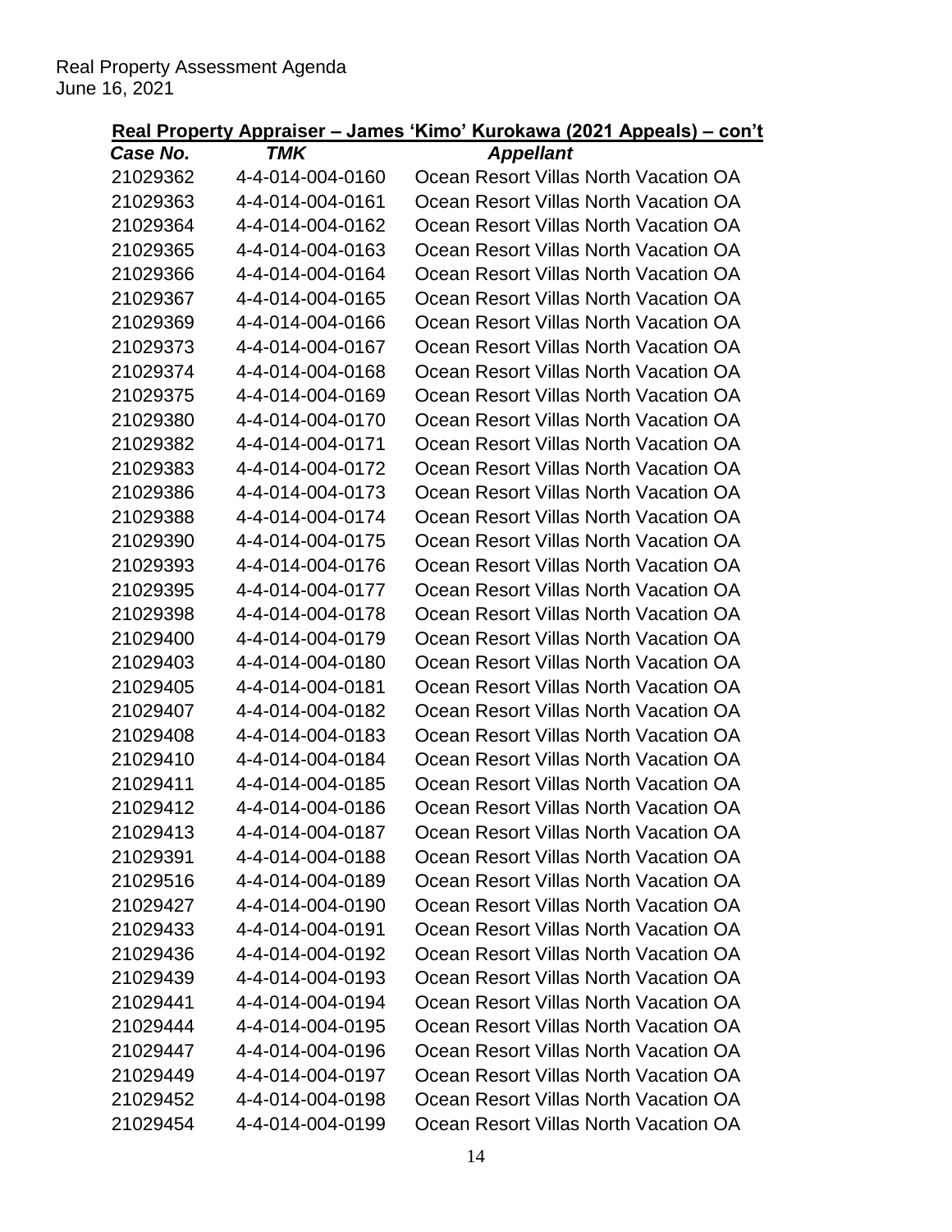Real Property Assessment Agenda
June 16, 2021

## Real Property Appraiser – James 'Kimo' Kurokawa (2021 Appeals) – con't

| *Case No.* | *TMK* | *Appellant* |
|---|---|---|
| 21029362 | 4-4-014-004-0160 | Ocean Resort Villas North Vacation OA |
| 21029363 | 4-4-014-004-0161 | Ocean Resort Villas North Vacation OA |
| 21029364 | 4-4-014-004-0162 | Ocean Resort Villas North Vacation OA |
| 21029365 | 4-4-014-004-0163 | Ocean Resort Villas North Vacation OA |
| 21029366 | 4-4-014-004-0164 | Ocean Resort Villas North Vacation OA |
| 21029367 | 4-4-014-004-0165 | Ocean Resort Villas North Vacation OA |
| 21029369 | 4-4-014-004-0166 | Ocean Resort Villas North Vacation OA |
| 21029373 | 4-4-014-004-0167 | Ocean Resort Villas North Vacation OA |
| 21029374 | 4-4-014-004-0168 | Ocean Resort Villas North Vacation OA |
| 21029375 | 4-4-014-004-0169 | Ocean Resort Villas North Vacation OA |
| 21029380 | 4-4-014-004-0170 | Ocean Resort Villas North Vacation OA |
| 21029382 | 4-4-014-004-0171 | Ocean Resort Villas North Vacation OA |
| 21029383 | 4-4-014-004-0172 | Ocean Resort Villas North Vacation OA |
| 21029386 | 4-4-014-004-0173 | Ocean Resort Villas North Vacation OA |
| 21029388 | 4-4-014-004-0174 | Ocean Resort Villas North Vacation OA |
| 21029390 | 4-4-014-004-0175 | Ocean Resort Villas North Vacation OA |
| 21029393 | 4-4-014-004-0176 | Ocean Resort Villas North Vacation OA |
| 21029395 | 4-4-014-004-0177 | Ocean Resort Villas North Vacation OA |
| 21029398 | 4-4-014-004-0178 | Ocean Resort Villas North Vacation OA |
| 21029400 | 4-4-014-004-0179 | Ocean Resort Villas North Vacation OA |
| 21029403 | 4-4-014-004-0180 | Ocean Resort Villas North Vacation OA |
| 21029405 | 4-4-014-004-0181 | Ocean Resort Villas North Vacation OA |
| 21029407 | 4-4-014-004-0182 | Ocean Resort Villas North Vacation OA |
| 21029408 | 4-4-014-004-0183 | Ocean Resort Villas North Vacation OA |
| 21029410 | 4-4-014-004-0184 | Ocean Resort Villas North Vacation OA |
| 21029411 | 4-4-014-004-0185 | Ocean Resort Villas North Vacation OA |
| 21029412 | 4-4-014-004-0186 | Ocean Resort Villas North Vacation OA |
| 21029413 | 4-4-014-004-0187 | Ocean Resort Villas North Vacation OA |
| 21029391 | 4-4-014-004-0188 | Ocean Resort Villas North Vacation OA |
| 21029516 | 4-4-014-004-0189 | Ocean Resort Villas North Vacation OA |
| 21029427 | 4-4-014-004-0190 | Ocean Resort Villas North Vacation OA |
| 21029433 | 4-4-014-004-0191 | Ocean Resort Villas North Vacation OA |
| 21029436 | 4-4-014-004-0192 | Ocean Resort Villas North Vacation OA |
| 21029439 | 4-4-014-004-0193 | Ocean Resort Villas North Vacation OA |
| 21029441 | 4-4-014-004-0194 | Ocean Resort Villas North Vacation OA |
| 21029444 | 4-4-014-004-0195 | Ocean Resort Villas North Vacation OA |
| 21029447 | 4-4-014-004-0196 | Ocean Resort Villas North Vacation OA |
| 21029449 | 4-4-014-004-0197 | Ocean Resort Villas North Vacation OA |
| 21029452 | 4-4-014-004-0198 | Ocean Resort Villas North Vacation OA |
| 21029454 | 4-4-014-004-0199 | Ocean Resort Villas North Vacation OA |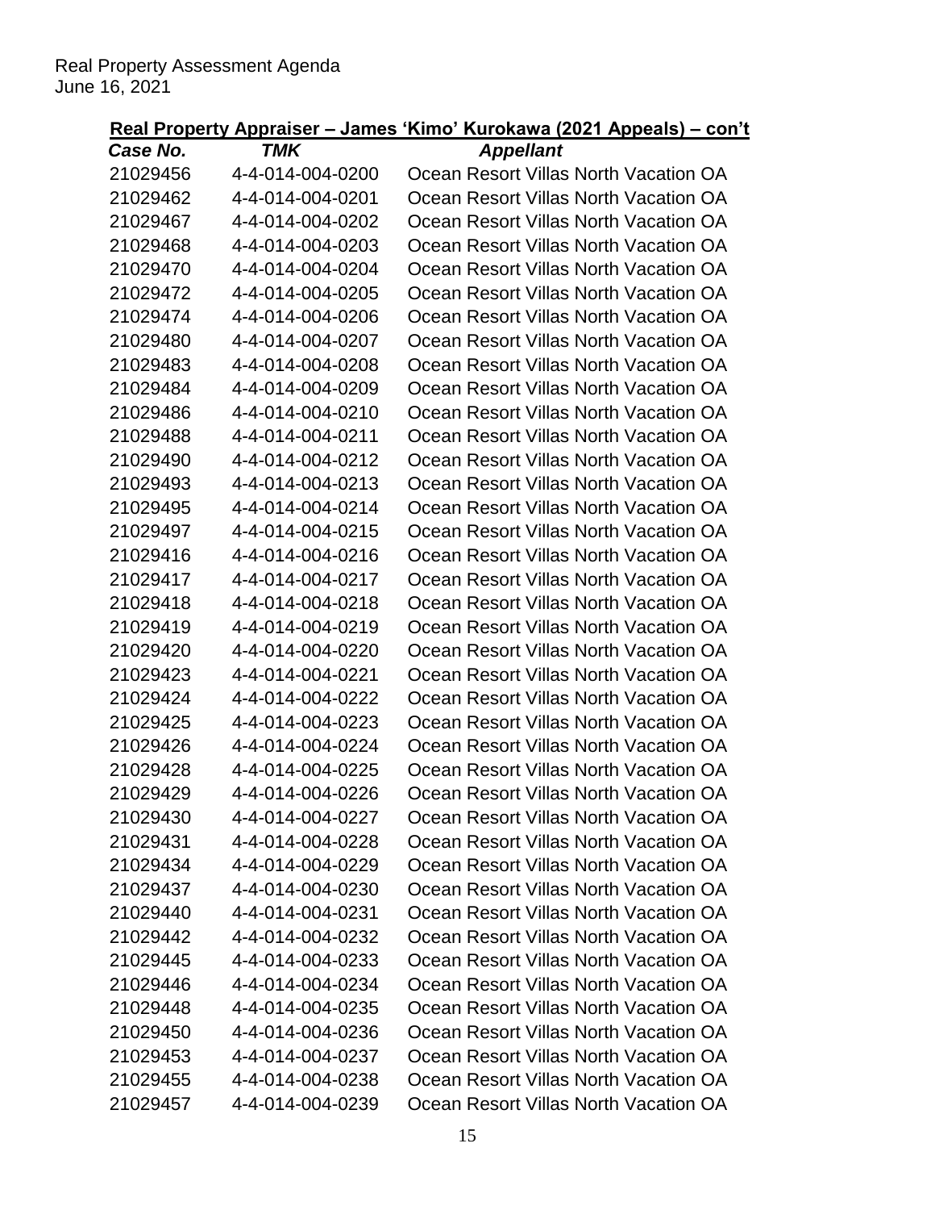Real Property Assessment Agenda
June 16, 2021

## Real Property Appraiser – James 'Kimo' Kurokawa (2021 Appeals) – con't

| *Case No.* | *TMK* | *Appellant* |
|---|---|---|
| 21029456 | 4-4-014-004-0200 | Ocean Resort Villas North Vacation OA |
| 21029462 | 4-4-014-004-0201 | Ocean Resort Villas North Vacation OA |
| 21029467 | 4-4-014-004-0202 | Ocean Resort Villas North Vacation OA |
| 21029468 | 4-4-014-004-0203 | Ocean Resort Villas North Vacation OA |
| 21029470 | 4-4-014-004-0204 | Ocean Resort Villas North Vacation OA |
| 21029472 | 4-4-014-004-0205 | Ocean Resort Villas North Vacation OA |
| 21029474 | 4-4-014-004-0206 | Ocean Resort Villas North Vacation OA |
| 21029480 | 4-4-014-004-0207 | Ocean Resort Villas North Vacation OA |
| 21029483 | 4-4-014-004-0208 | Ocean Resort Villas North Vacation OA |
| 21029484 | 4-4-014-004-0209 | Ocean Resort Villas North Vacation OA |
| 21029486 | 4-4-014-004-0210 | Ocean Resort Villas North Vacation OA |
| 21029488 | 4-4-014-004-0211 | Ocean Resort Villas North Vacation OA |
| 21029490 | 4-4-014-004-0212 | Ocean Resort Villas North Vacation OA |
| 21029493 | 4-4-014-004-0213 | Ocean Resort Villas North Vacation OA |
| 21029495 | 4-4-014-004-0214 | Ocean Resort Villas North Vacation OA |
| 21029497 | 4-4-014-004-0215 | Ocean Resort Villas North Vacation OA |
| 21029416 | 4-4-014-004-0216 | Ocean Resort Villas North Vacation OA |
| 21029417 | 4-4-014-004-0217 | Ocean Resort Villas North Vacation OA |
| 21029418 | 4-4-014-004-0218 | Ocean Resort Villas North Vacation OA |
| 21029419 | 4-4-014-004-0219 | Ocean Resort Villas North Vacation OA |
| 21029420 | 4-4-014-004-0220 | Ocean Resort Villas North Vacation OA |
| 21029423 | 4-4-014-004-0221 | Ocean Resort Villas North Vacation OA |
| 21029424 | 4-4-014-004-0222 | Ocean Resort Villas North Vacation OA |
| 21029425 | 4-4-014-004-0223 | Ocean Resort Villas North Vacation OA |
| 21029426 | 4-4-014-004-0224 | Ocean Resort Villas North Vacation OA |
| 21029428 | 4-4-014-004-0225 | Ocean Resort Villas North Vacation OA |
| 21029429 | 4-4-014-004-0226 | Ocean Resort Villas North Vacation OA |
| 21029430 | 4-4-014-004-0227 | Ocean Resort Villas North Vacation OA |
| 21029431 | 4-4-014-004-0228 | Ocean Resort Villas North Vacation OA |
| 21029434 | 4-4-014-004-0229 | Ocean Resort Villas North Vacation OA |
| 21029437 | 4-4-014-004-0230 | Ocean Resort Villas North Vacation OA |
| 21029440 | 4-4-014-004-0231 | Ocean Resort Villas North Vacation OA |
| 21029442 | 4-4-014-004-0232 | Ocean Resort Villas North Vacation OA |
| 21029445 | 4-4-014-004-0233 | Ocean Resort Villas North Vacation OA |
| 21029446 | 4-4-014-004-0234 | Ocean Resort Villas North Vacation OA |
| 21029448 | 4-4-014-004-0235 | Ocean Resort Villas North Vacation OA |
| 21029450 | 4-4-014-004-0236 | Ocean Resort Villas North Vacation OA |
| 21029453 | 4-4-014-004-0237 | Ocean Resort Villas North Vacation OA |
| 21029455 | 4-4-014-004-0238 | Ocean Resort Villas North Vacation OA |
| 21029457 | 4-4-014-004-0239 | Ocean Resort Villas North Vacation OA |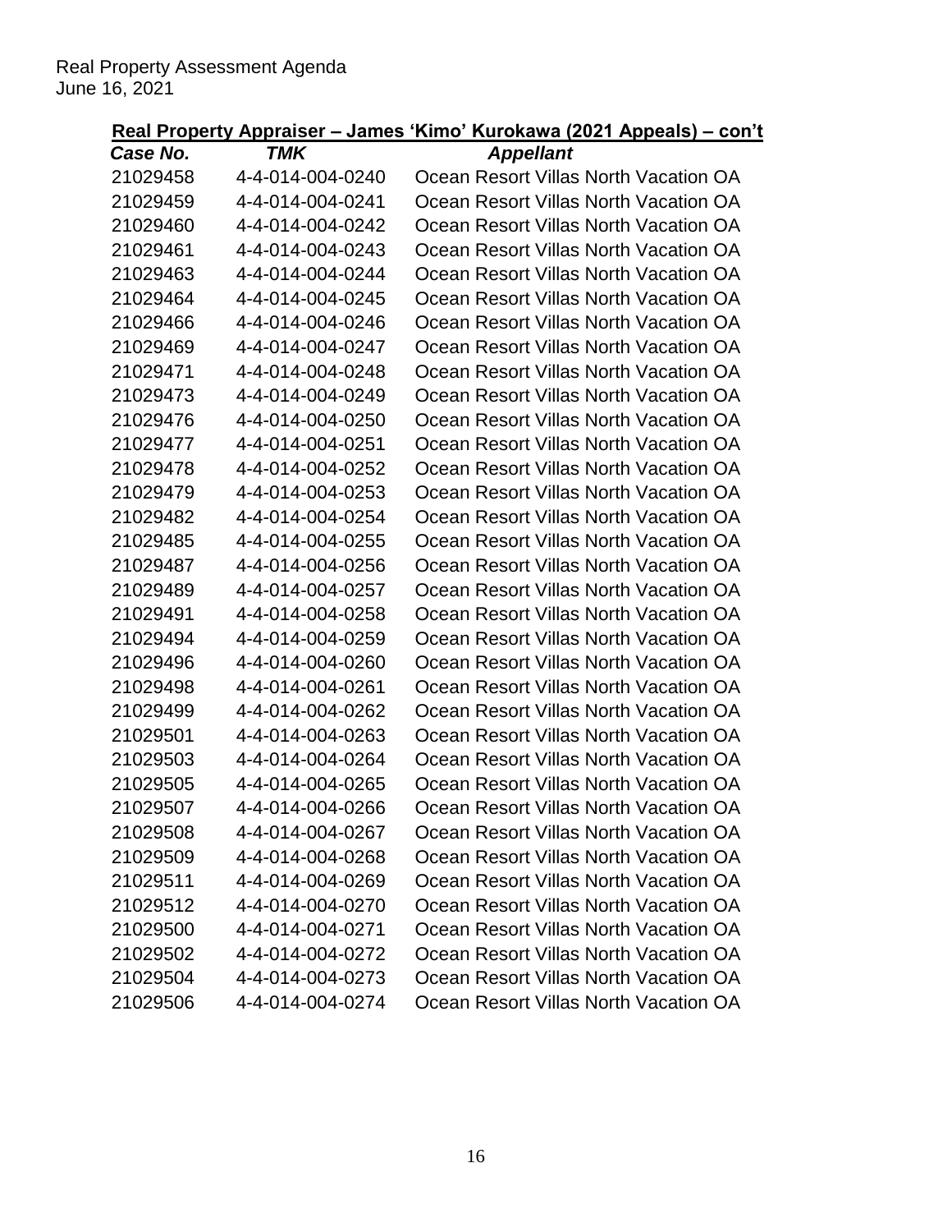**Real Property Appraiser – James 'Kimo' Kurokawa (2021 Appeals) – con't**

| *Case No.* | *TMK* | *Appellant* |
|---|---|---|
| 21029458 | 4-4-014-004-0240 | Ocean Resort Villas North Vacation OA |
| 21029459 | 4-4-014-004-0241 | Ocean Resort Villas North Vacation OA |
| 21029460 | 4-4-014-004-0242 | Ocean Resort Villas North Vacation OA |
| 21029461 | 4-4-014-004-0243 | Ocean Resort Villas North Vacation OA |
| 21029463 | 4-4-014-004-0244 | Ocean Resort Villas North Vacation OA |
| 21029464 | 4-4-014-004-0245 | Ocean Resort Villas North Vacation OA |
| 21029466 | 4-4-014-004-0246 | Ocean Resort Villas North Vacation OA |
| 21029469 | 4-4-014-004-0247 | Ocean Resort Villas North Vacation OA |
| 21029471 | 4-4-014-004-0248 | Ocean Resort Villas North Vacation OA |
| 21029473 | 4-4-014-004-0249 | Ocean Resort Villas North Vacation OA |
| 21029476 | 4-4-014-004-0250 | Ocean Resort Villas North Vacation OA |
| 21029477 | 4-4-014-004-0251 | Ocean Resort Villas North Vacation OA |
| 21029478 | 4-4-014-004-0252 | Ocean Resort Villas North Vacation OA |
| 21029479 | 4-4-014-004-0253 | Ocean Resort Villas North Vacation OA |
| 21029482 | 4-4-014-004-0254 | Ocean Resort Villas North Vacation OA |
| 21029485 | 4-4-014-004-0255 | Ocean Resort Villas North Vacation OA |
| 21029487 | 4-4-014-004-0256 | Ocean Resort Villas North Vacation OA |
| 21029489 | 4-4-014-004-0257 | Ocean Resort Villas North Vacation OA |
| 21029491 | 4-4-014-004-0258 | Ocean Resort Villas North Vacation OA |
| 21029494 | 4-4-014-004-0259 | Ocean Resort Villas North Vacation OA |
| 21029496 | 4-4-014-004-0260 | Ocean Resort Villas North Vacation OA |
| 21029498 | 4-4-014-004-0261 | Ocean Resort Villas North Vacation OA |
| 21029499 | 4-4-014-004-0262 | Ocean Resort Villas North Vacation OA |
| 21029501 | 4-4-014-004-0263 | Ocean Resort Villas North Vacation OA |
| 21029503 | 4-4-014-004-0264 | Ocean Resort Villas North Vacation OA |
| 21029505 | 4-4-014-004-0265 | Ocean Resort Villas North Vacation OA |
| 21029507 | 4-4-014-004-0266 | Ocean Resort Villas North Vacation OA |
| 21029508 | 4-4-014-004-0267 | Ocean Resort Villas North Vacation OA |
| 21029509 | 4-4-014-004-0268 | Ocean Resort Villas North Vacation OA |
| 21029511 | 4-4-014-004-0269 | Ocean Resort Villas North Vacation OA |
| 21029512 | 4-4-014-004-0270 | Ocean Resort Villas North Vacation OA |
| 21029500 | 4-4-014-004-0271 | Ocean Resort Villas North Vacation OA |
| 21029502 | 4-4-014-004-0272 | Ocean Resort Villas North Vacation OA |
| 21029504 | 4-4-014-004-0273 | Ocean Resort Villas North Vacation OA |
| 21029506 | 4-4-014-004-0274 | Ocean Resort Villas North Vacation OA |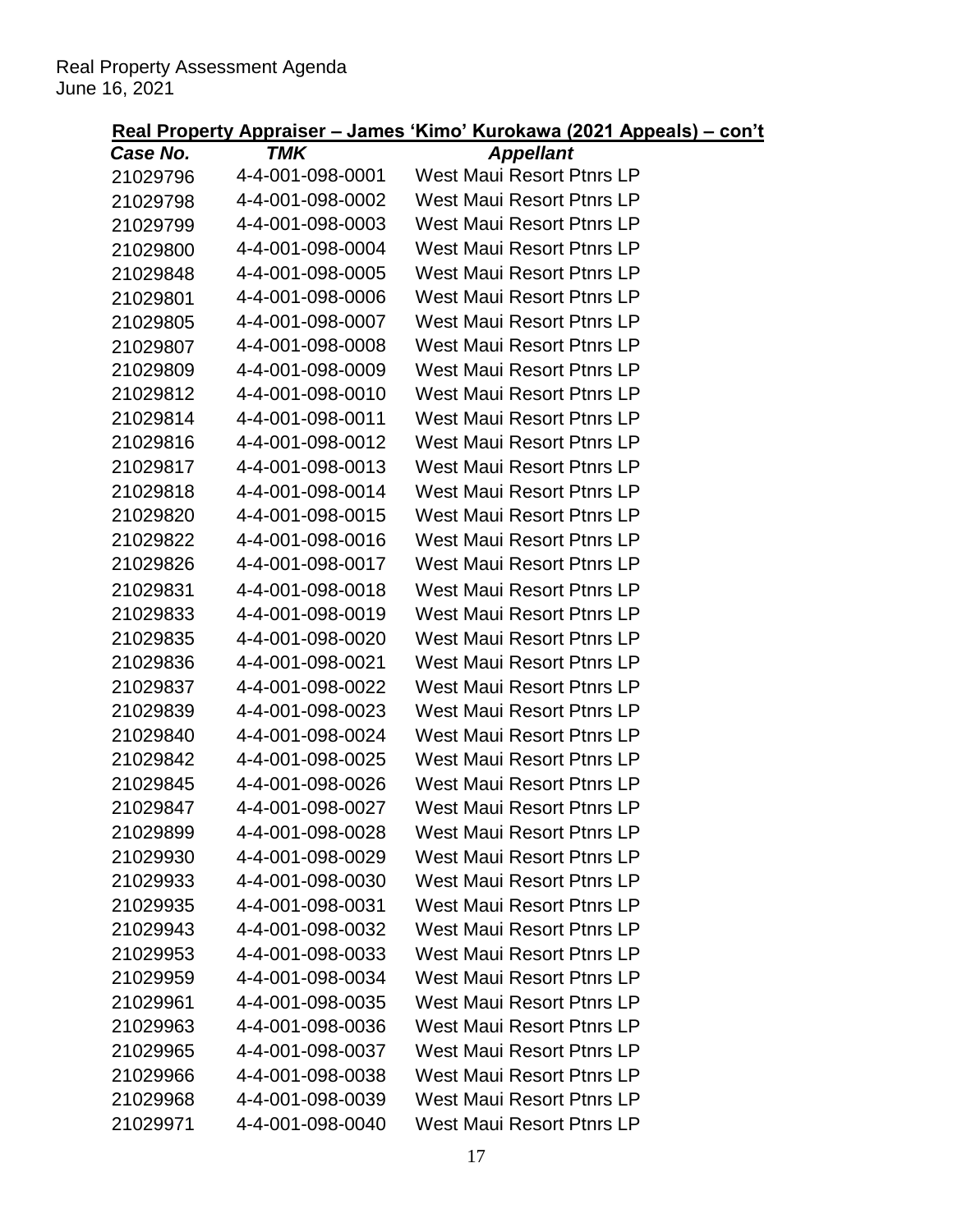Real Property Assessment Agenda
June 16, 2021

**Real Property Appraiser – James 'Kimo' Kurokawa (2021 Appeals) – con't**

| *Case No.* | *TMK* | *Appellant* |
|---|---|---|
| 21029796 | 4-4-001-098-0001 | West Maui Resort Ptnrs LP |
| 21029798 | 4-4-001-098-0002 | West Maui Resort Ptnrs LP |
| 21029799 | 4-4-001-098-0003 | West Maui Resort Ptnrs LP |
| 21029800 | 4-4-001-098-0004 | West Maui Resort Ptnrs LP |
| 21029848 | 4-4-001-098-0005 | West Maui Resort Ptnrs LP |
| 21029801 | 4-4-001-098-0006 | West Maui Resort Ptnrs LP |
| 21029805 | 4-4-001-098-0007 | West Maui Resort Ptnrs LP |
| 21029807 | 4-4-001-098-0008 | West Maui Resort Ptnrs LP |
| 21029809 | 4-4-001-098-0009 | West Maui Resort Ptnrs LP |
| 21029812 | 4-4-001-098-0010 | West Maui Resort Ptnrs LP |
| 21029814 | 4-4-001-098-0011 | West Maui Resort Ptnrs LP |
| 21029816 | 4-4-001-098-0012 | West Maui Resort Ptnrs LP |
| 21029817 | 4-4-001-098-0013 | West Maui Resort Ptnrs LP |
| 21029818 | 4-4-001-098-0014 | West Maui Resort Ptnrs LP |
| 21029820 | 4-4-001-098-0015 | West Maui Resort Ptnrs LP |
| 21029822 | 4-4-001-098-0016 | West Maui Resort Ptnrs LP |
| 21029826 | 4-4-001-098-0017 | West Maui Resort Ptnrs LP |
| 21029831 | 4-4-001-098-0018 | West Maui Resort Ptnrs LP |
| 21029833 | 4-4-001-098-0019 | West Maui Resort Ptnrs LP |
| 21029835 | 4-4-001-098-0020 | West Maui Resort Ptnrs LP |
| 21029836 | 4-4-001-098-0021 | West Maui Resort Ptnrs LP |
| 21029837 | 4-4-001-098-0022 | West Maui Resort Ptnrs LP |
| 21029839 | 4-4-001-098-0023 | West Maui Resort Ptnrs LP |
| 21029840 | 4-4-001-098-0024 | West Maui Resort Ptnrs LP |
| 21029842 | 4-4-001-098-0025 | West Maui Resort Ptnrs LP |
| 21029845 | 4-4-001-098-0026 | West Maui Resort Ptnrs LP |
| 21029847 | 4-4-001-098-0027 | West Maui Resort Ptnrs LP |
| 21029899 | 4-4-001-098-0028 | West Maui Resort Ptnrs LP |
| 21029930 | 4-4-001-098-0029 | West Maui Resort Ptnrs LP |
| 21029933 | 4-4-001-098-0030 | West Maui Resort Ptnrs LP |
| 21029935 | 4-4-001-098-0031 | West Maui Resort Ptnrs LP |
| 21029943 | 4-4-001-098-0032 | West Maui Resort Ptnrs LP |
| 21029953 | 4-4-001-098-0033 | West Maui Resort Ptnrs LP |
| 21029959 | 4-4-001-098-0034 | West Maui Resort Ptnrs LP |
| 21029961 | 4-4-001-098-0035 | West Maui Resort Ptnrs LP |
| 21029963 | 4-4-001-098-0036 | West Maui Resort Ptnrs LP |
| 21029965 | 4-4-001-098-0037 | West Maui Resort Ptnrs LP |
| 21029966 | 4-4-001-098-0038 | West Maui Resort Ptnrs LP |
| 21029968 | 4-4-001-098-0039 | West Maui Resort Ptnrs LP |
| 21029971 | 4-4-001-098-0040 | West Maui Resort Ptnrs LP |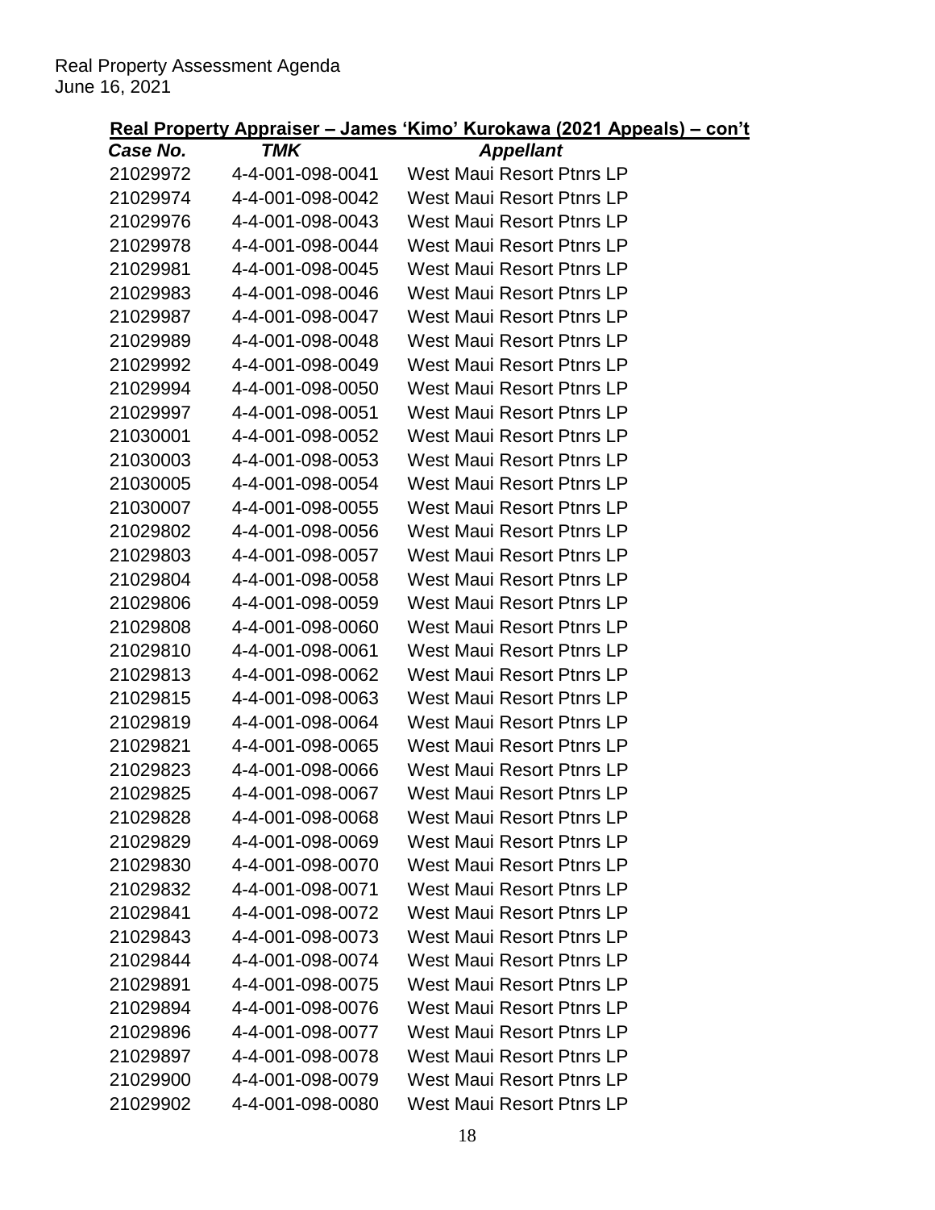## Real Property Appraiser – James 'Kimo' Kurokawa (2021 Appeals) – con't

| *Case No.* | *TMK* | *Appellant* |
|---|---|---|
| 21029972 | 4-4-001-098-0041 | West Maui Resort Ptnrs LP |
| 21029974 | 4-4-001-098-0042 | West Maui Resort Ptnrs LP |
| 21029976 | 4-4-001-098-0043 | West Maui Resort Ptnrs LP |
| 21029978 | 4-4-001-098-0044 | West Maui Resort Ptnrs LP |
| 21029981 | 4-4-001-098-0045 | West Maui Resort Ptnrs LP |
| 21029983 | 4-4-001-098-0046 | West Maui Resort Ptnrs LP |
| 21029987 | 4-4-001-098-0047 | West Maui Resort Ptnrs LP |
| 21029989 | 4-4-001-098-0048 | West Maui Resort Ptnrs LP |
| 21029992 | 4-4-001-098-0049 | West Maui Resort Ptnrs LP |
| 21029994 | 4-4-001-098-0050 | West Maui Resort Ptnrs LP |
| 21029997 | 4-4-001-098-0051 | West Maui Resort Ptnrs LP |
| 21030001 | 4-4-001-098-0052 | West Maui Resort Ptnrs LP |
| 21030003 | 4-4-001-098-0053 | West Maui Resort Ptnrs LP |
| 21030005 | 4-4-001-098-0054 | West Maui Resort Ptnrs LP |
| 21030007 | 4-4-001-098-0055 | West Maui Resort Ptnrs LP |
| 21029802 | 4-4-001-098-0056 | West Maui Resort Ptnrs LP |
| 21029803 | 4-4-001-098-0057 | West Maui Resort Ptnrs LP |
| 21029804 | 4-4-001-098-0058 | West Maui Resort Ptnrs LP |
| 21029806 | 4-4-001-098-0059 | West Maui Resort Ptnrs LP |
| 21029808 | 4-4-001-098-0060 | West Maui Resort Ptnrs LP |
| 21029810 | 4-4-001-098-0061 | West Maui Resort Ptnrs LP |
| 21029813 | 4-4-001-098-0062 | West Maui Resort Ptnrs LP |
| 21029815 | 4-4-001-098-0063 | West Maui Resort Ptnrs LP |
| 21029819 | 4-4-001-098-0064 | West Maui Resort Ptnrs LP |
| 21029821 | 4-4-001-098-0065 | West Maui Resort Ptnrs LP |
| 21029823 | 4-4-001-098-0066 | West Maui Resort Ptnrs LP |
| 21029825 | 4-4-001-098-0067 | West Maui Resort Ptnrs LP |
| 21029828 | 4-4-001-098-0068 | West Maui Resort Ptnrs LP |
| 21029829 | 4-4-001-098-0069 | West Maui Resort Ptnrs LP |
| 21029830 | 4-4-001-098-0070 | West Maui Resort Ptnrs LP |
| 21029832 | 4-4-001-098-0071 | West Maui Resort Ptnrs LP |
| 21029841 | 4-4-001-098-0072 | West Maui Resort Ptnrs LP |
| 21029843 | 4-4-001-098-0073 | West Maui Resort Ptnrs LP |
| 21029844 | 4-4-001-098-0074 | West Maui Resort Ptnrs LP |
| 21029891 | 4-4-001-098-0075 | West Maui Resort Ptnrs LP |
| 21029894 | 4-4-001-098-0076 | West Maui Resort Ptnrs LP |
| 21029896 | 4-4-001-098-0077 | West Maui Resort Ptnrs LP |
| 21029897 | 4-4-001-098-0078 | West Maui Resort Ptnrs LP |
| 21029900 | 4-4-001-098-0079 | West Maui Resort Ptnrs LP |
| 21029902 | 4-4-001-098-0080 | West Maui Resort Ptnrs LP |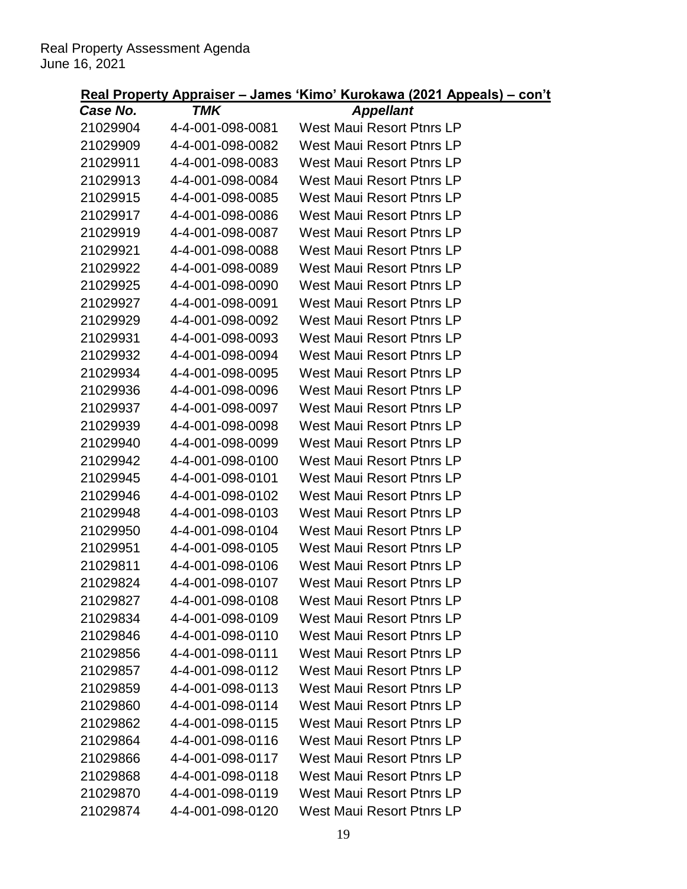**Real Property Appraiser – James 'Kimo' Kurokawa (2021 Appeals) – con't**

| *Case No.* | *TMK* | *Appellant* |
|---|---|---|
| 21029904 | 4-4-001-098-0081 | West Maui Resort Ptnrs LP |
| 21029909 | 4-4-001-098-0082 | West Maui Resort Ptnrs LP |
| 21029911 | 4-4-001-098-0083 | West Maui Resort Ptnrs LP |
| 21029913 | 4-4-001-098-0084 | West Maui Resort Ptnrs LP |
| 21029915 | 4-4-001-098-0085 | West Maui Resort Ptnrs LP |
| 21029917 | 4-4-001-098-0086 | West Maui Resort Ptnrs LP |
| 21029919 | 4-4-001-098-0087 | West Maui Resort Ptnrs LP |
| 21029921 | 4-4-001-098-0088 | West Maui Resort Ptnrs LP |
| 21029922 | 4-4-001-098-0089 | West Maui Resort Ptnrs LP |
| 21029925 | 4-4-001-098-0090 | West Maui Resort Ptnrs LP |
| 21029927 | 4-4-001-098-0091 | West Maui Resort Ptnrs LP |
| 21029929 | 4-4-001-098-0092 | West Maui Resort Ptnrs LP |
| 21029931 | 4-4-001-098-0093 | West Maui Resort Ptnrs LP |
| 21029932 | 4-4-001-098-0094 | West Maui Resort Ptnrs LP |
| 21029934 | 4-4-001-098-0095 | West Maui Resort Ptnrs LP |
| 21029936 | 4-4-001-098-0096 | West Maui Resort Ptnrs LP |
| 21029937 | 4-4-001-098-0097 | West Maui Resort Ptnrs LP |
| 21029939 | 4-4-001-098-0098 | West Maui Resort Ptnrs LP |
| 21029940 | 4-4-001-098-0099 | West Maui Resort Ptnrs LP |
| 21029942 | 4-4-001-098-0100 | West Maui Resort Ptnrs LP |
| 21029945 | 4-4-001-098-0101 | West Maui Resort Ptnrs LP |
| 21029946 | 4-4-001-098-0102 | West Maui Resort Ptnrs LP |
| 21029948 | 4-4-001-098-0103 | West Maui Resort Ptnrs LP |
| 21029950 | 4-4-001-098-0104 | West Maui Resort Ptnrs LP |
| 21029951 | 4-4-001-098-0105 | West Maui Resort Ptnrs LP |
| 21029811 | 4-4-001-098-0106 | West Maui Resort Ptnrs LP |
| 21029824 | 4-4-001-098-0107 | West Maui Resort Ptnrs LP |
| 21029827 | 4-4-001-098-0108 | West Maui Resort Ptnrs LP |
| 21029834 | 4-4-001-098-0109 | West Maui Resort Ptnrs LP |
| 21029846 | 4-4-001-098-0110 | West Maui Resort Ptnrs LP |
| 21029856 | 4-4-001-098-0111 | West Maui Resort Ptnrs LP |
| 21029857 | 4-4-001-098-0112 | West Maui Resort Ptnrs LP |
| 21029859 | 4-4-001-098-0113 | West Maui Resort Ptnrs LP |
| 21029860 | 4-4-001-098-0114 | West Maui Resort Ptnrs LP |
| 21029862 | 4-4-001-098-0115 | West Maui Resort Ptnrs LP |
| 21029864 | 4-4-001-098-0116 | West Maui Resort Ptnrs LP |
| 21029866 | 4-4-001-098-0117 | West Maui Resort Ptnrs LP |
| 21029868 | 4-4-001-098-0118 | West Maui Resort Ptnrs LP |
| 21029870 | 4-4-001-098-0119 | West Maui Resort Ptnrs LP |
| 21029874 | 4-4-001-098-0120 | West Maui Resort Ptnrs LP |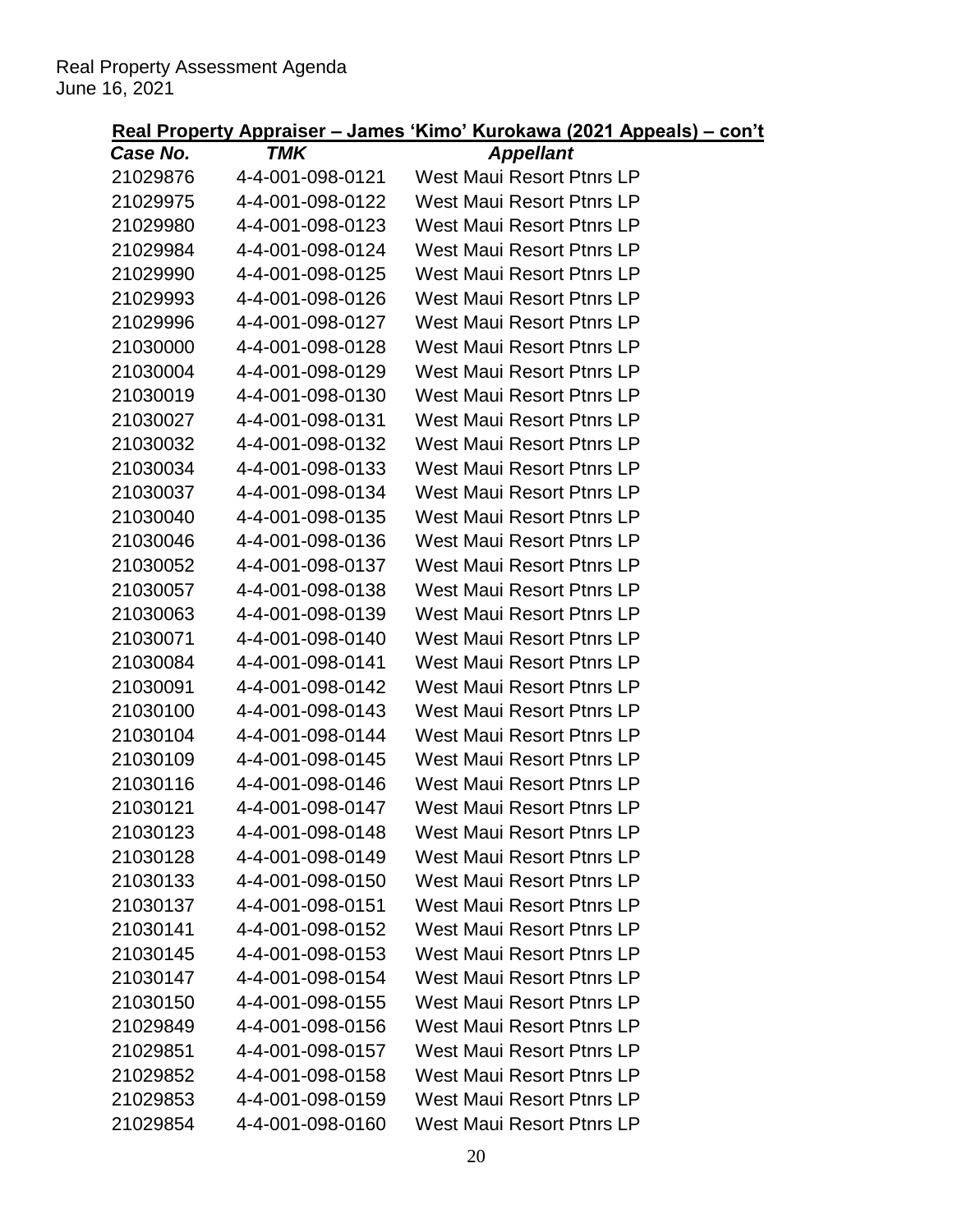**Real Property Appraiser – James 'Kimo' Kurokawa (2021 Appeals) – con't**

| *Case No.* | *TMK* | *Appellant* |
|---|---|---|
| 21029876 | 4-4-001-098-0121 | West Maui Resort Ptnrs LP |
| 21029975 | 4-4-001-098-0122 | West Maui Resort Ptnrs LP |
| 21029980 | 4-4-001-098-0123 | West Maui Resort Ptnrs LP |
| 21029984 | 4-4-001-098-0124 | West Maui Resort Ptnrs LP |
| 21029990 | 4-4-001-098-0125 | West Maui Resort Ptnrs LP |
| 21029993 | 4-4-001-098-0126 | West Maui Resort Ptnrs LP |
| 21029996 | 4-4-001-098-0127 | West Maui Resort Ptnrs LP |
| 21030000 | 4-4-001-098-0128 | West Maui Resort Ptnrs LP |
| 21030004 | 4-4-001-098-0129 | West Maui Resort Ptnrs LP |
| 21030019 | 4-4-001-098-0130 | West Maui Resort Ptnrs LP |
| 21030027 | 4-4-001-098-0131 | West Maui Resort Ptnrs LP |
| 21030032 | 4-4-001-098-0132 | West Maui Resort Ptnrs LP |
| 21030034 | 4-4-001-098-0133 | West Maui Resort Ptnrs LP |
| 21030037 | 4-4-001-098-0134 | West Maui Resort Ptnrs LP |
| 21030040 | 4-4-001-098-0135 | West Maui Resort Ptnrs LP |
| 21030046 | 4-4-001-098-0136 | West Maui Resort Ptnrs LP |
| 21030052 | 4-4-001-098-0137 | West Maui Resort Ptnrs LP |
| 21030057 | 4-4-001-098-0138 | West Maui Resort Ptnrs LP |
| 21030063 | 4-4-001-098-0139 | West Maui Resort Ptnrs LP |
| 21030071 | 4-4-001-098-0140 | West Maui Resort Ptnrs LP |
| 21030084 | 4-4-001-098-0141 | West Maui Resort Ptnrs LP |
| 21030091 | 4-4-001-098-0142 | West Maui Resort Ptnrs LP |
| 21030100 | 4-4-001-098-0143 | West Maui Resort Ptnrs LP |
| 21030104 | 4-4-001-098-0144 | West Maui Resort Ptnrs LP |
| 21030109 | 4-4-001-098-0145 | West Maui Resort Ptnrs LP |
| 21030116 | 4-4-001-098-0146 | West Maui Resort Ptnrs LP |
| 21030121 | 4-4-001-098-0147 | West Maui Resort Ptnrs LP |
| 21030123 | 4-4-001-098-0148 | West Maui Resort Ptnrs LP |
| 21030128 | 4-4-001-098-0149 | West Maui Resort Ptnrs LP |
| 21030133 | 4-4-001-098-0150 | West Maui Resort Ptnrs LP |
| 21030137 | 4-4-001-098-0151 | West Maui Resort Ptnrs LP |
| 21030141 | 4-4-001-098-0152 | West Maui Resort Ptnrs LP |
| 21030145 | 4-4-001-098-0153 | West Maui Resort Ptnrs LP |
| 21030147 | 4-4-001-098-0154 | West Maui Resort Ptnrs LP |
| 21030150 | 4-4-001-098-0155 | West Maui Resort Ptnrs LP |
| 21029849 | 4-4-001-098-0156 | West Maui Resort Ptnrs LP |
| 21029851 | 4-4-001-098-0157 | West Maui Resort Ptnrs LP |
| 21029852 | 4-4-001-098-0158 | West Maui Resort Ptnrs LP |
| 21029853 | 4-4-001-098-0159 | West Maui Resort Ptnrs LP |
| 21029854 | 4-4-001-098-0160 | West Maui Resort Ptnrs LP |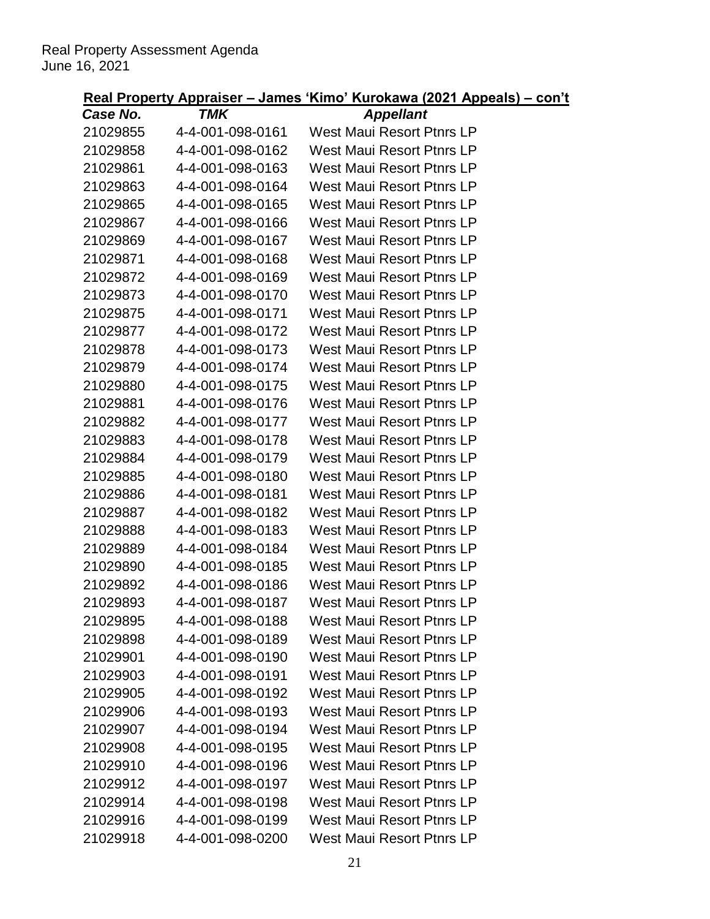Real Property Assessment Agenda
June 16, 2021

## Real Property Appraiser – James 'Kimo' Kurokawa (2021 Appeals) – con't

| *Case No.* | *TMK* | *Appellant* |
|---|---|---|
| 21029855 | 4-4-001-098-0161 | West Maui Resort Ptnrs LP |
| 21029858 | 4-4-001-098-0162 | West Maui Resort Ptnrs LP |
| 21029861 | 4-4-001-098-0163 | West Maui Resort Ptnrs LP |
| 21029863 | 4-4-001-098-0164 | West Maui Resort Ptnrs LP |
| 21029865 | 4-4-001-098-0165 | West Maui Resort Ptnrs LP |
| 21029867 | 4-4-001-098-0166 | West Maui Resort Ptnrs LP |
| 21029869 | 4-4-001-098-0167 | West Maui Resort Ptnrs LP |
| 21029871 | 4-4-001-098-0168 | West Maui Resort Ptnrs LP |
| 21029872 | 4-4-001-098-0169 | West Maui Resort Ptnrs LP |
| 21029873 | 4-4-001-098-0170 | West Maui Resort Ptnrs LP |
| 21029875 | 4-4-001-098-0171 | West Maui Resort Ptnrs LP |
| 21029877 | 4-4-001-098-0172 | West Maui Resort Ptnrs LP |
| 21029878 | 4-4-001-098-0173 | West Maui Resort Ptnrs LP |
| 21029879 | 4-4-001-098-0174 | West Maui Resort Ptnrs LP |
| 21029880 | 4-4-001-098-0175 | West Maui Resort Ptnrs LP |
| 21029881 | 4-4-001-098-0176 | West Maui Resort Ptnrs LP |
| 21029882 | 4-4-001-098-0177 | West Maui Resort Ptnrs LP |
| 21029883 | 4-4-001-098-0178 | West Maui Resort Ptnrs LP |
| 21029884 | 4-4-001-098-0179 | West Maui Resort Ptnrs LP |
| 21029885 | 4-4-001-098-0180 | West Maui Resort Ptnrs LP |
| 21029886 | 4-4-001-098-0181 | West Maui Resort Ptnrs LP |
| 21029887 | 4-4-001-098-0182 | West Maui Resort Ptnrs LP |
| 21029888 | 4-4-001-098-0183 | West Maui Resort Ptnrs LP |
| 21029889 | 4-4-001-098-0184 | West Maui Resort Ptnrs LP |
| 21029890 | 4-4-001-098-0185 | West Maui Resort Ptnrs LP |
| 21029892 | 4-4-001-098-0186 | West Maui Resort Ptnrs LP |
| 21029893 | 4-4-001-098-0187 | West Maui Resort Ptnrs LP |
| 21029895 | 4-4-001-098-0188 | West Maui Resort Ptnrs LP |
| 21029898 | 4-4-001-098-0189 | West Maui Resort Ptnrs LP |
| 21029901 | 4-4-001-098-0190 | West Maui Resort Ptnrs LP |
| 21029903 | 4-4-001-098-0191 | West Maui Resort Ptnrs LP |
| 21029905 | 4-4-001-098-0192 | West Maui Resort Ptnrs LP |
| 21029906 | 4-4-001-098-0193 | West Maui Resort Ptnrs LP |
| 21029907 | 4-4-001-098-0194 | West Maui Resort Ptnrs LP |
| 21029908 | 4-4-001-098-0195 | West Maui Resort Ptnrs LP |
| 21029910 | 4-4-001-098-0196 | West Maui Resort Ptnrs LP |
| 21029912 | 4-4-001-098-0197 | West Maui Resort Ptnrs LP |
| 21029914 | 4-4-001-098-0198 | West Maui Resort Ptnrs LP |
| 21029916 | 4-4-001-098-0199 | West Maui Resort Ptnrs LP |
| 21029918 | 4-4-001-098-0200 | West Maui Resort Ptnrs LP |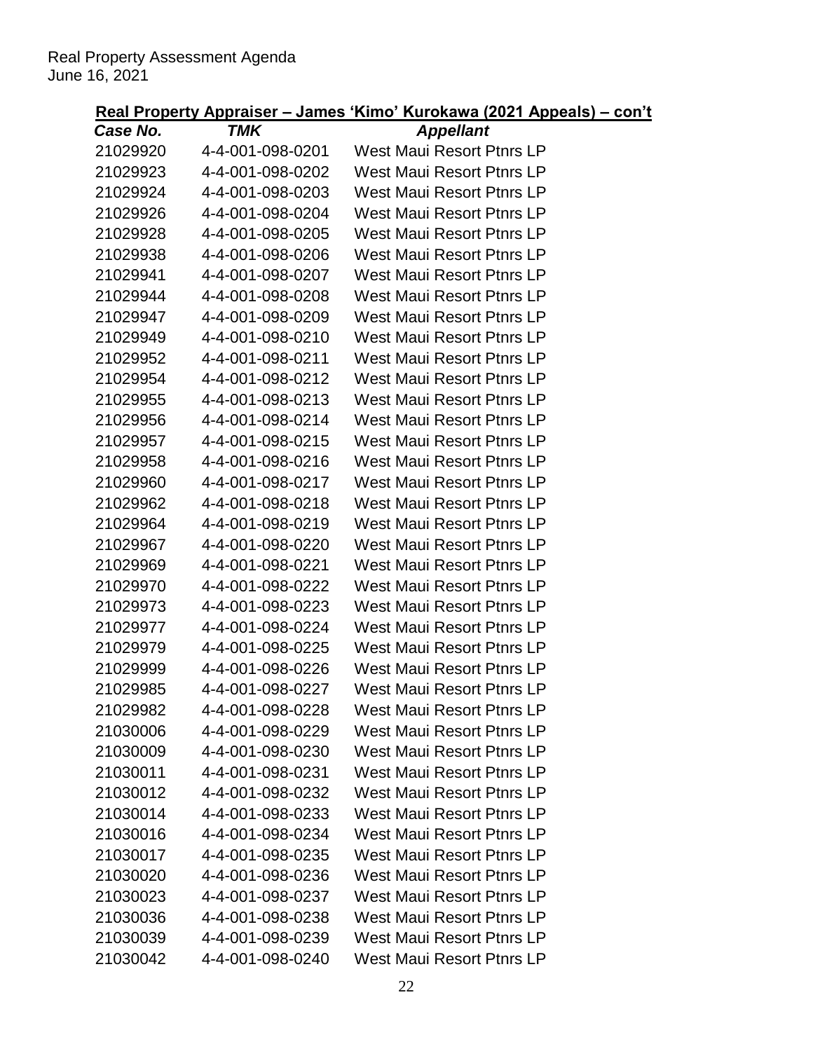Real Property Assessment Agenda
June 16, 2021

**Real Property Appraiser – James 'Kimo' Kurokawa (2021 Appeals) – con't**

| *Case No.* | *TMK* | *Appellant* |
|---|---|---|
| 21029920 | 4-4-001-098-0201 | West Maui Resort Ptnrs LP |
| 21029923 | 4-4-001-098-0202 | West Maui Resort Ptnrs LP |
| 21029924 | 4-4-001-098-0203 | West Maui Resort Ptnrs LP |
| 21029926 | 4-4-001-098-0204 | West Maui Resort Ptnrs LP |
| 21029928 | 4-4-001-098-0205 | West Maui Resort Ptnrs LP |
| 21029938 | 4-4-001-098-0206 | West Maui Resort Ptnrs LP |
| 21029941 | 4-4-001-098-0207 | West Maui Resort Ptnrs LP |
| 21029944 | 4-4-001-098-0208 | West Maui Resort Ptnrs LP |
| 21029947 | 4-4-001-098-0209 | West Maui Resort Ptnrs LP |
| 21029949 | 4-4-001-098-0210 | West Maui Resort Ptnrs LP |
| 21029952 | 4-4-001-098-0211 | West Maui Resort Ptnrs LP |
| 21029954 | 4-4-001-098-0212 | West Maui Resort Ptnrs LP |
| 21029955 | 4-4-001-098-0213 | West Maui Resort Ptnrs LP |
| 21029956 | 4-4-001-098-0214 | West Maui Resort Ptnrs LP |
| 21029957 | 4-4-001-098-0215 | West Maui Resort Ptnrs LP |
| 21029958 | 4-4-001-098-0216 | West Maui Resort Ptnrs LP |
| 21029960 | 4-4-001-098-0217 | West Maui Resort Ptnrs LP |
| 21029962 | 4-4-001-098-0218 | West Maui Resort Ptnrs LP |
| 21029964 | 4-4-001-098-0219 | West Maui Resort Ptnrs LP |
| 21029967 | 4-4-001-098-0220 | West Maui Resort Ptnrs LP |
| 21029969 | 4-4-001-098-0221 | West Maui Resort Ptnrs LP |
| 21029970 | 4-4-001-098-0222 | West Maui Resort Ptnrs LP |
| 21029973 | 4-4-001-098-0223 | West Maui Resort Ptnrs LP |
| 21029977 | 4-4-001-098-0224 | West Maui Resort Ptnrs LP |
| 21029979 | 4-4-001-098-0225 | West Maui Resort Ptnrs LP |
| 21029999 | 4-4-001-098-0226 | West Maui Resort Ptnrs LP |
| 21029985 | 4-4-001-098-0227 | West Maui Resort Ptnrs LP |
| 21029982 | 4-4-001-098-0228 | West Maui Resort Ptnrs LP |
| 21030006 | 4-4-001-098-0229 | West Maui Resort Ptnrs LP |
| 21030009 | 4-4-001-098-0230 | West Maui Resort Ptnrs LP |
| 21030011 | 4-4-001-098-0231 | West Maui Resort Ptnrs LP |
| 21030012 | 4-4-001-098-0232 | West Maui Resort Ptnrs LP |
| 21030014 | 4-4-001-098-0233 | West Maui Resort Ptnrs LP |
| 21030016 | 4-4-001-098-0234 | West Maui Resort Ptnrs LP |
| 21030017 | 4-4-001-098-0235 | West Maui Resort Ptnrs LP |
| 21030020 | 4-4-001-098-0236 | West Maui Resort Ptnrs LP |
| 21030023 | 4-4-001-098-0237 | West Maui Resort Ptnrs LP |
| 21030036 | 4-4-001-098-0238 | West Maui Resort Ptnrs LP |
| 21030039 | 4-4-001-098-0239 | West Maui Resort Ptnrs LP |
| 21030042 | 4-4-001-098-0240 | West Maui Resort Ptnrs LP |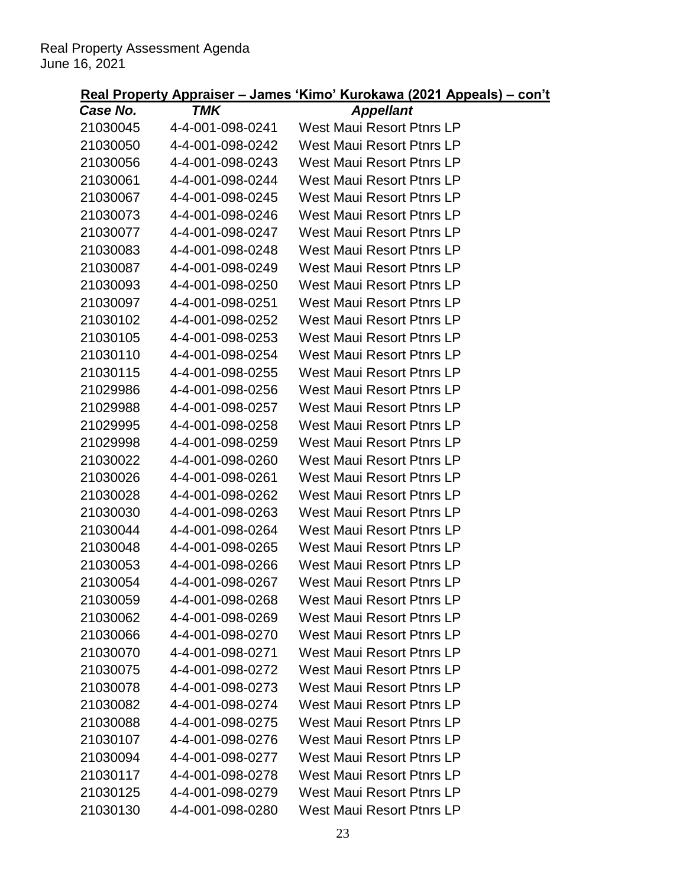## Real Property Appraiser – James 'Kimo' Kurokawa (2021 Appeals) – con't

| *Case No.* | *TMK* | *Appellant* |
|---|---|---|
| 21030045 | 4-4-001-098-0241 | West Maui Resort Ptnrs LP |
| 21030050 | 4-4-001-098-0242 | West Maui Resort Ptnrs LP |
| 21030056 | 4-4-001-098-0243 | West Maui Resort Ptnrs LP |
| 21030061 | 4-4-001-098-0244 | West Maui Resort Ptnrs LP |
| 21030067 | 4-4-001-098-0245 | West Maui Resort Ptnrs LP |
| 21030073 | 4-4-001-098-0246 | West Maui Resort Ptnrs LP |
| 21030077 | 4-4-001-098-0247 | West Maui Resort Ptnrs LP |
| 21030083 | 4-4-001-098-0248 | West Maui Resort Ptnrs LP |
| 21030087 | 4-4-001-098-0249 | West Maui Resort Ptnrs LP |
| 21030093 | 4-4-001-098-0250 | West Maui Resort Ptnrs LP |
| 21030097 | 4-4-001-098-0251 | West Maui Resort Ptnrs LP |
| 21030102 | 4-4-001-098-0252 | West Maui Resort Ptnrs LP |
| 21030105 | 4-4-001-098-0253 | West Maui Resort Ptnrs LP |
| 21030110 | 4-4-001-098-0254 | West Maui Resort Ptnrs LP |
| 21030115 | 4-4-001-098-0255 | West Maui Resort Ptnrs LP |
| 21029986 | 4-4-001-098-0256 | West Maui Resort Ptnrs LP |
| 21029988 | 4-4-001-098-0257 | West Maui Resort Ptnrs LP |
| 21029995 | 4-4-001-098-0258 | West Maui Resort Ptnrs LP |
| 21029998 | 4-4-001-098-0259 | West Maui Resort Ptnrs LP |
| 21030022 | 4-4-001-098-0260 | West Maui Resort Ptnrs LP |
| 21030026 | 4-4-001-098-0261 | West Maui Resort Ptnrs LP |
| 21030028 | 4-4-001-098-0262 | West Maui Resort Ptnrs LP |
| 21030030 | 4-4-001-098-0263 | West Maui Resort Ptnrs LP |
| 21030044 | 4-4-001-098-0264 | West Maui Resort Ptnrs LP |
| 21030048 | 4-4-001-098-0265 | West Maui Resort Ptnrs LP |
| 21030053 | 4-4-001-098-0266 | West Maui Resort Ptnrs LP |
| 21030054 | 4-4-001-098-0267 | West Maui Resort Ptnrs LP |
| 21030059 | 4-4-001-098-0268 | West Maui Resort Ptnrs LP |
| 21030062 | 4-4-001-098-0269 | West Maui Resort Ptnrs LP |
| 21030066 | 4-4-001-098-0270 | West Maui Resort Ptnrs LP |
| 21030070 | 4-4-001-098-0271 | West Maui Resort Ptnrs LP |
| 21030075 | 4-4-001-098-0272 | West Maui Resort Ptnrs LP |
| 21030078 | 4-4-001-098-0273 | West Maui Resort Ptnrs LP |
| 21030082 | 4-4-001-098-0274 | West Maui Resort Ptnrs LP |
| 21030088 | 4-4-001-098-0275 | West Maui Resort Ptnrs LP |
| 21030107 | 4-4-001-098-0276 | West Maui Resort Ptnrs LP |
| 21030094 | 4-4-001-098-0277 | West Maui Resort Ptnrs LP |
| 21030117 | 4-4-001-098-0278 | West Maui Resort Ptnrs LP |
| 21030125 | 4-4-001-098-0279 | West Maui Resort Ptnrs LP |
| 21030130 | 4-4-001-098-0280 | West Maui Resort Ptnrs LP |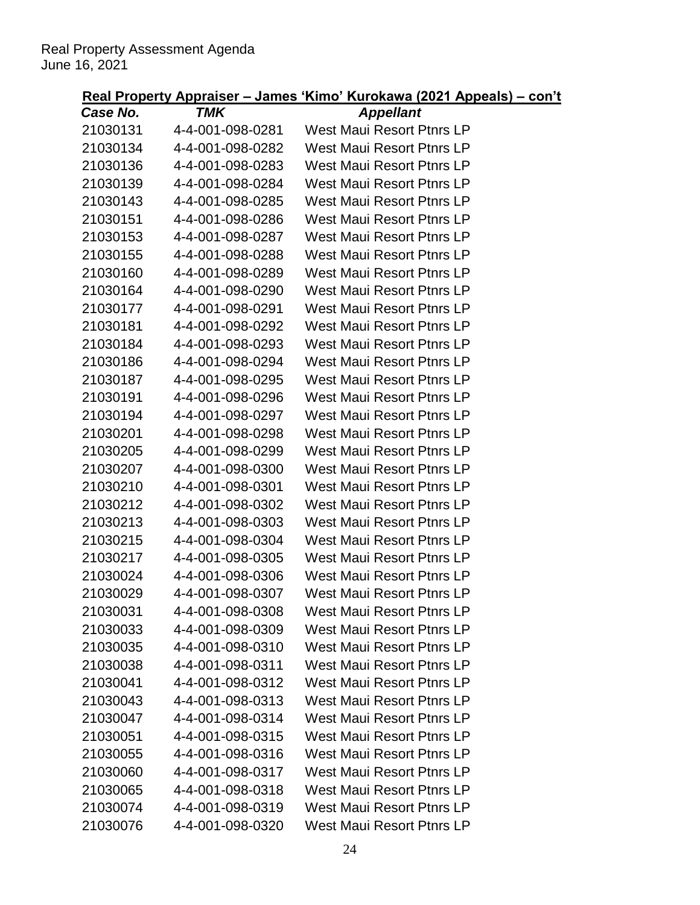## Real Property Appraiser – James 'Kimo' Kurokawa (2021 Appeals) – con't

| *Case No.* | *TMK* | *Appellant* |
|---|---|---|
| 21030131 | 4-4-001-098-0281 | West Maui Resort Ptnrs LP |
| 21030134 | 4-4-001-098-0282 | West Maui Resort Ptnrs LP |
| 21030136 | 4-4-001-098-0283 | West Maui Resort Ptnrs LP |
| 21030139 | 4-4-001-098-0284 | West Maui Resort Ptnrs LP |
| 21030143 | 4-4-001-098-0285 | West Maui Resort Ptnrs LP |
| 21030151 | 4-4-001-098-0286 | West Maui Resort Ptnrs LP |
| 21030153 | 4-4-001-098-0287 | West Maui Resort Ptnrs LP |
| 21030155 | 4-4-001-098-0288 | West Maui Resort Ptnrs LP |
| 21030160 | 4-4-001-098-0289 | West Maui Resort Ptnrs LP |
| 21030164 | 4-4-001-098-0290 | West Maui Resort Ptnrs LP |
| 21030177 | 4-4-001-098-0291 | West Maui Resort Ptnrs LP |
| 21030181 | 4-4-001-098-0292 | West Maui Resort Ptnrs LP |
| 21030184 | 4-4-001-098-0293 | West Maui Resort Ptnrs LP |
| 21030186 | 4-4-001-098-0294 | West Maui Resort Ptnrs LP |
| 21030187 | 4-4-001-098-0295 | West Maui Resort Ptnrs LP |
| 21030191 | 4-4-001-098-0296 | West Maui Resort Ptnrs LP |
| 21030194 | 4-4-001-098-0297 | West Maui Resort Ptnrs LP |
| 21030201 | 4-4-001-098-0298 | West Maui Resort Ptnrs LP |
| 21030205 | 4-4-001-098-0299 | West Maui Resort Ptnrs LP |
| 21030207 | 4-4-001-098-0300 | West Maui Resort Ptnrs LP |
| 21030210 | 4-4-001-098-0301 | West Maui Resort Ptnrs LP |
| 21030212 | 4-4-001-098-0302 | West Maui Resort Ptnrs LP |
| 21030213 | 4-4-001-098-0303 | West Maui Resort Ptnrs LP |
| 21030215 | 4-4-001-098-0304 | West Maui Resort Ptnrs LP |
| 21030217 | 4-4-001-098-0305 | West Maui Resort Ptnrs LP |
| 21030024 | 4-4-001-098-0306 | West Maui Resort Ptnrs LP |
| 21030029 | 4-4-001-098-0307 | West Maui Resort Ptnrs LP |
| 21030031 | 4-4-001-098-0308 | West Maui Resort Ptnrs LP |
| 21030033 | 4-4-001-098-0309 | West Maui Resort Ptnrs LP |
| 21030035 | 4-4-001-098-0310 | West Maui Resort Ptnrs LP |
| 21030038 | 4-4-001-098-0311 | West Maui Resort Ptnrs LP |
| 21030041 | 4-4-001-098-0312 | West Maui Resort Ptnrs LP |
| 21030043 | 4-4-001-098-0313 | West Maui Resort Ptnrs LP |
| 21030047 | 4-4-001-098-0314 | West Maui Resort Ptnrs LP |
| 21030051 | 4-4-001-098-0315 | West Maui Resort Ptnrs LP |
| 21030055 | 4-4-001-098-0316 | West Maui Resort Ptnrs LP |
| 21030060 | 4-4-001-098-0317 | West Maui Resort Ptnrs LP |
| 21030065 | 4-4-001-098-0318 | West Maui Resort Ptnrs LP |
| 21030074 | 4-4-001-098-0319 | West Maui Resort Ptnrs LP |
| 21030076 | 4-4-001-098-0320 | West Maui Resort Ptnrs LP |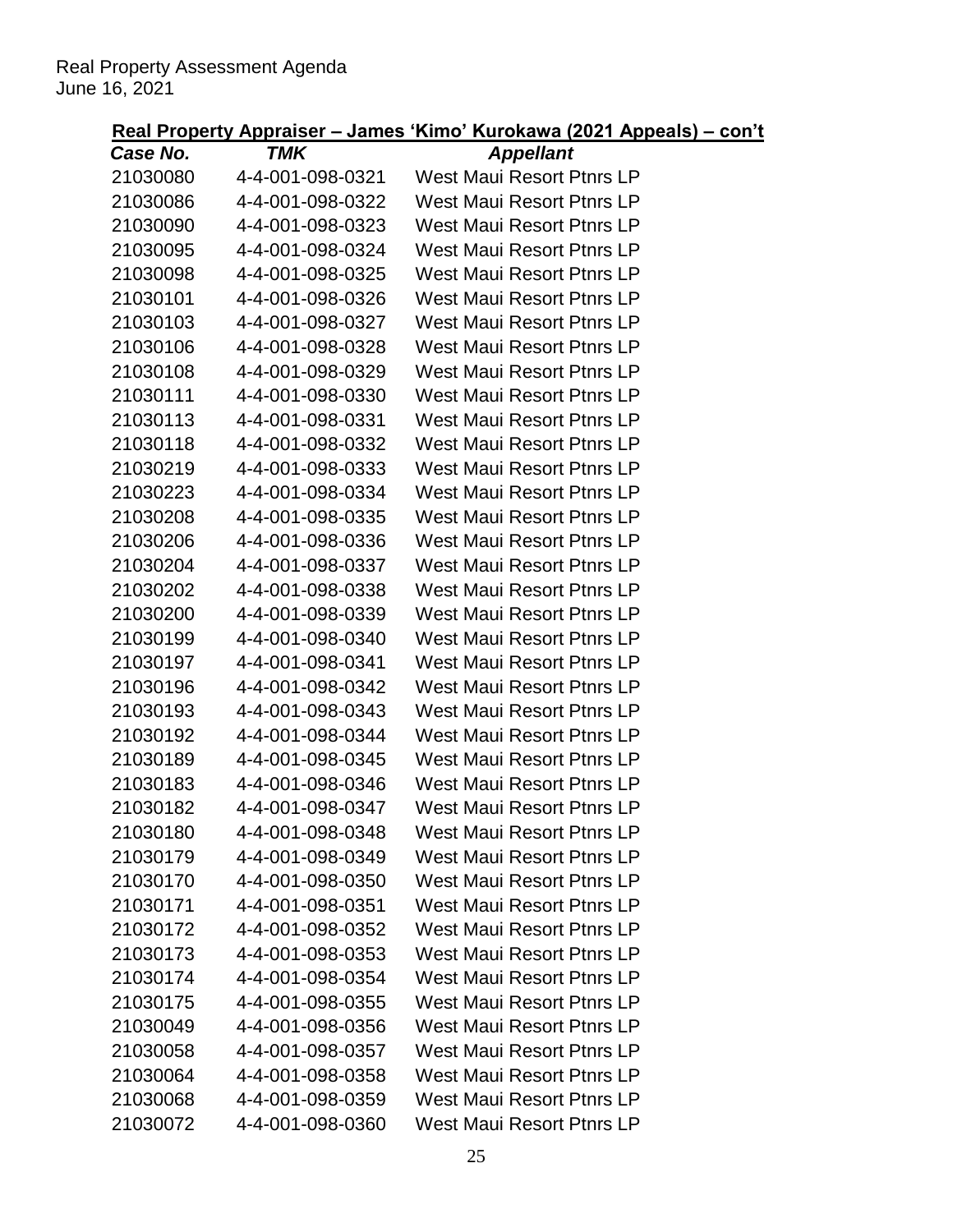Real Property Assessment Agenda
June 16, 2021

## Real Property Appraiser – James 'Kimo' Kurokawa (2021 Appeals) – con't

| *Case No.* | *TMK* | *Appellant* |
|---|---|---|
| 21030080 | 4-4-001-098-0321 | West Maui Resort Ptnrs LP |
| 21030086 | 4-4-001-098-0322 | West Maui Resort Ptnrs LP |
| 21030090 | 4-4-001-098-0323 | West Maui Resort Ptnrs LP |
| 21030095 | 4-4-001-098-0324 | West Maui Resort Ptnrs LP |
| 21030098 | 4-4-001-098-0325 | West Maui Resort Ptnrs LP |
| 21030101 | 4-4-001-098-0326 | West Maui Resort Ptnrs LP |
| 21030103 | 4-4-001-098-0327 | West Maui Resort Ptnrs LP |
| 21030106 | 4-4-001-098-0328 | West Maui Resort Ptnrs LP |
| 21030108 | 4-4-001-098-0329 | West Maui Resort Ptnrs LP |
| 21030111 | 4-4-001-098-0330 | West Maui Resort Ptnrs LP |
| 21030113 | 4-4-001-098-0331 | West Maui Resort Ptnrs LP |
| 21030118 | 4-4-001-098-0332 | West Maui Resort Ptnrs LP |
| 21030219 | 4-4-001-098-0333 | West Maui Resort Ptnrs LP |
| 21030223 | 4-4-001-098-0334 | West Maui Resort Ptnrs LP |
| 21030208 | 4-4-001-098-0335 | West Maui Resort Ptnrs LP |
| 21030206 | 4-4-001-098-0336 | West Maui Resort Ptnrs LP |
| 21030204 | 4-4-001-098-0337 | West Maui Resort Ptnrs LP |
| 21030202 | 4-4-001-098-0338 | West Maui Resort Ptnrs LP |
| 21030200 | 4-4-001-098-0339 | West Maui Resort Ptnrs LP |
| 21030199 | 4-4-001-098-0340 | West Maui Resort Ptnrs LP |
| 21030197 | 4-4-001-098-0341 | West Maui Resort Ptnrs LP |
| 21030196 | 4-4-001-098-0342 | West Maui Resort Ptnrs LP |
| 21030193 | 4-4-001-098-0343 | West Maui Resort Ptnrs LP |
| 21030192 | 4-4-001-098-0344 | West Maui Resort Ptnrs LP |
| 21030189 | 4-4-001-098-0345 | West Maui Resort Ptnrs LP |
| 21030183 | 4-4-001-098-0346 | West Maui Resort Ptnrs LP |
| 21030182 | 4-4-001-098-0347 | West Maui Resort Ptnrs LP |
| 21030180 | 4-4-001-098-0348 | West Maui Resort Ptnrs LP |
| 21030179 | 4-4-001-098-0349 | West Maui Resort Ptnrs LP |
| 21030170 | 4-4-001-098-0350 | West Maui Resort Ptnrs LP |
| 21030171 | 4-4-001-098-0351 | West Maui Resort Ptnrs LP |
| 21030172 | 4-4-001-098-0352 | West Maui Resort Ptnrs LP |
| 21030173 | 4-4-001-098-0353 | West Maui Resort Ptnrs LP |
| 21030174 | 4-4-001-098-0354 | West Maui Resort Ptnrs LP |
| 21030175 | 4-4-001-098-0355 | West Maui Resort Ptnrs LP |
| 21030049 | 4-4-001-098-0356 | West Maui Resort Ptnrs LP |
| 21030058 | 4-4-001-098-0357 | West Maui Resort Ptnrs LP |
| 21030064 | 4-4-001-098-0358 | West Maui Resort Ptnrs LP |
| 21030068 | 4-4-001-098-0359 | West Maui Resort Ptnrs LP |
| 21030072 | 4-4-001-098-0360 | West Maui Resort Ptnrs LP |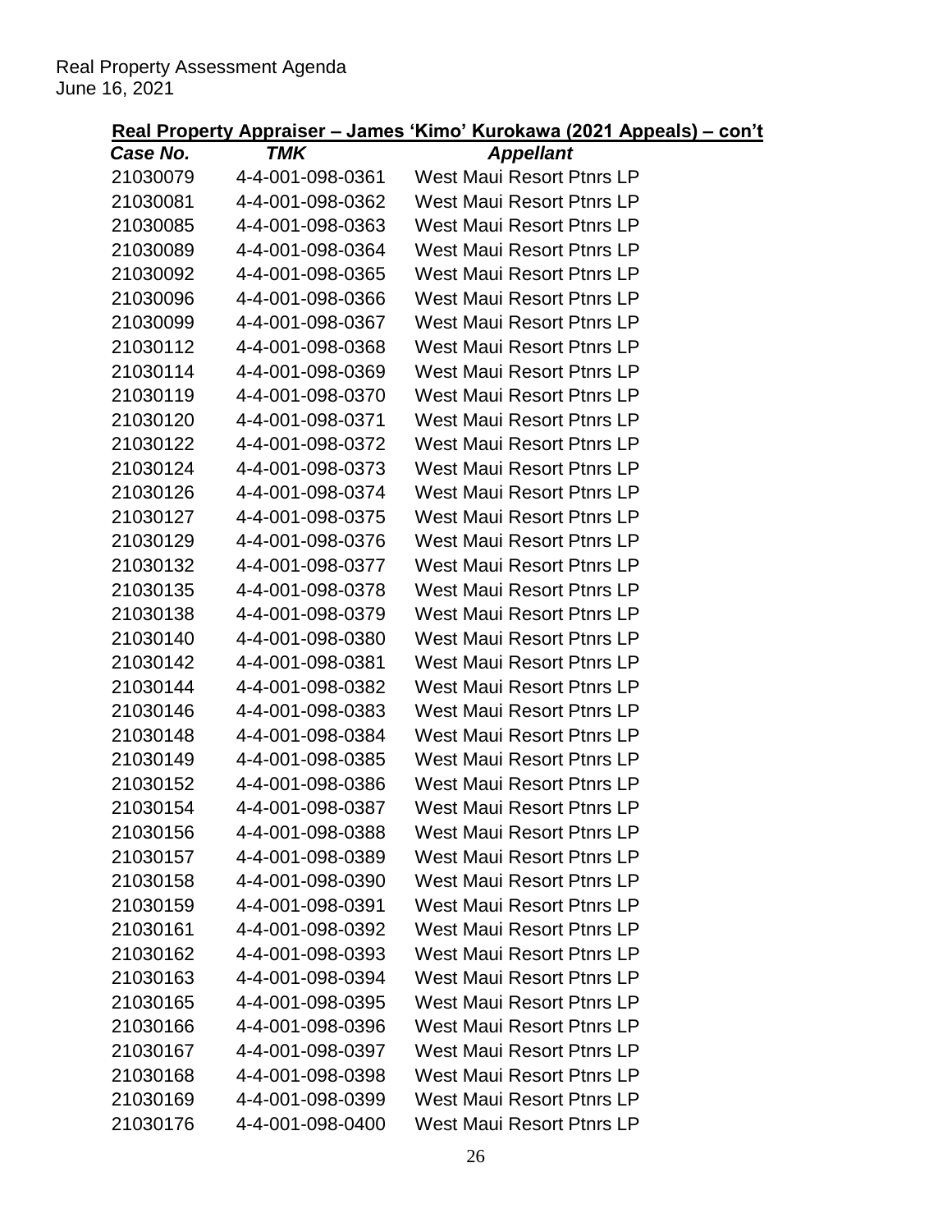**Real Property Appraiser – James 'Kimo' Kurokawa (2021 Appeals) – con't**

| *Case No.* | *TMK* | *Appellant* |
|---|---|---|
| 21030079 | 4-4-001-098-0361 | West Maui Resort Ptnrs LP |
| 21030081 | 4-4-001-098-0362 | West Maui Resort Ptnrs LP |
| 21030085 | 4-4-001-098-0363 | West Maui Resort Ptnrs LP |
| 21030089 | 4-4-001-098-0364 | West Maui Resort Ptnrs LP |
| 21030092 | 4-4-001-098-0365 | West Maui Resort Ptnrs LP |
| 21030096 | 4-4-001-098-0366 | West Maui Resort Ptnrs LP |
| 21030099 | 4-4-001-098-0367 | West Maui Resort Ptnrs LP |
| 21030112 | 4-4-001-098-0368 | West Maui Resort Ptnrs LP |
| 21030114 | 4-4-001-098-0369 | West Maui Resort Ptnrs LP |
| 21030119 | 4-4-001-098-0370 | West Maui Resort Ptnrs LP |
| 21030120 | 4-4-001-098-0371 | West Maui Resort Ptnrs LP |
| 21030122 | 4-4-001-098-0372 | West Maui Resort Ptnrs LP |
| 21030124 | 4-4-001-098-0373 | West Maui Resort Ptnrs LP |
| 21030126 | 4-4-001-098-0374 | West Maui Resort Ptnrs LP |
| 21030127 | 4-4-001-098-0375 | West Maui Resort Ptnrs LP |
| 21030129 | 4-4-001-098-0376 | West Maui Resort Ptnrs LP |
| 21030132 | 4-4-001-098-0377 | West Maui Resort Ptnrs LP |
| 21030135 | 4-4-001-098-0378 | West Maui Resort Ptnrs LP |
| 21030138 | 4-4-001-098-0379 | West Maui Resort Ptnrs LP |
| 21030140 | 4-4-001-098-0380 | West Maui Resort Ptnrs LP |
| 21030142 | 4-4-001-098-0381 | West Maui Resort Ptnrs LP |
| 21030144 | 4-4-001-098-0382 | West Maui Resort Ptnrs LP |
| 21030146 | 4-4-001-098-0383 | West Maui Resort Ptnrs LP |
| 21030148 | 4-4-001-098-0384 | West Maui Resort Ptnrs LP |
| 21030149 | 4-4-001-098-0385 | West Maui Resort Ptnrs LP |
| 21030152 | 4-4-001-098-0386 | West Maui Resort Ptnrs LP |
| 21030154 | 4-4-001-098-0387 | West Maui Resort Ptnrs LP |
| 21030156 | 4-4-001-098-0388 | West Maui Resort Ptnrs LP |
| 21030157 | 4-4-001-098-0389 | West Maui Resort Ptnrs LP |
| 21030158 | 4-4-001-098-0390 | West Maui Resort Ptnrs LP |
| 21030159 | 4-4-001-098-0391 | West Maui Resort Ptnrs LP |
| 21030161 | 4-4-001-098-0392 | West Maui Resort Ptnrs LP |
| 21030162 | 4-4-001-098-0393 | West Maui Resort Ptnrs LP |
| 21030163 | 4-4-001-098-0394 | West Maui Resort Ptnrs LP |
| 21030165 | 4-4-001-098-0395 | West Maui Resort Ptnrs LP |
| 21030166 | 4-4-001-098-0396 | West Maui Resort Ptnrs LP |
| 21030167 | 4-4-001-098-0397 | West Maui Resort Ptnrs LP |
| 21030168 | 4-4-001-098-0398 | West Maui Resort Ptnrs LP |
| 21030169 | 4-4-001-098-0399 | West Maui Resort Ptnrs LP |
| 21030176 | 4-4-001-098-0400 | West Maui Resort Ptnrs LP |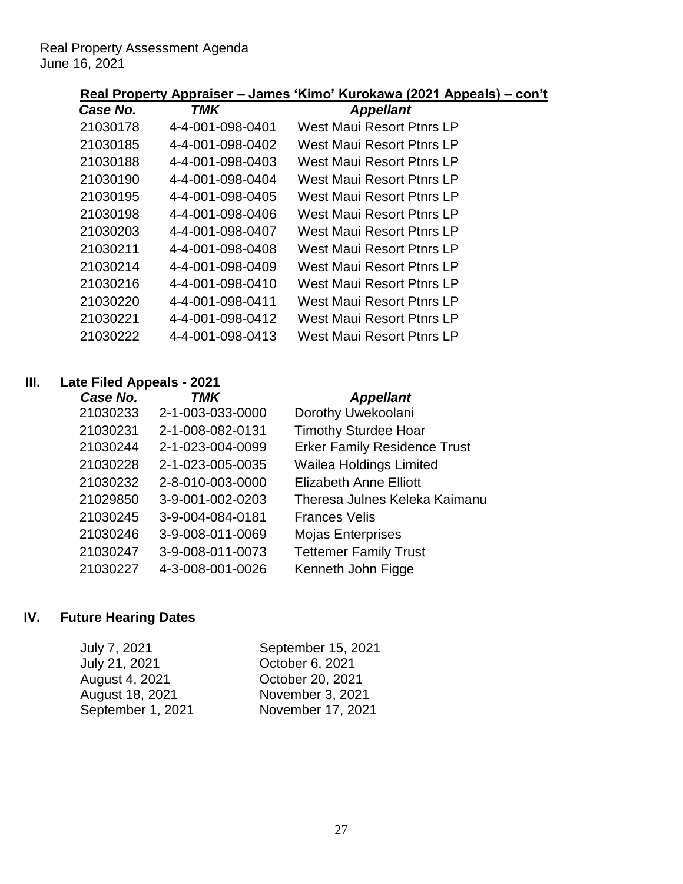**Real Property Appraiser – James 'Kimo' Kurokawa (2021 Appeals) – con't**

| *Case No.* | *TMK* | *Appellant* |
|---|---|---|
| 21030178 | 4-4-001-098-0401 | West Maui Resort Ptnrs LP |
| 21030185 | 4-4-001-098-0402 | West Maui Resort Ptnrs LP |
| 21030188 | 4-4-001-098-0403 | West Maui Resort Ptnrs LP |
| 21030190 | 4-4-001-098-0404 | West Maui Resort Ptnrs LP |
| 21030195 | 4-4-001-098-0405 | West Maui Resort Ptnrs LP |
| 21030198 | 4-4-001-098-0406 | West Maui Resort Ptnrs LP |
| 21030203 | 4-4-001-098-0407 | West Maui Resort Ptnrs LP |
| 21030211 | 4-4-001-098-0408 | West Maui Resort Ptnrs LP |
| 21030214 | 4-4-001-098-0409 | West Maui Resort Ptnrs LP |
| 21030216 | 4-4-001-098-0410 | West Maui Resort Ptnrs LP |
| 21030220 | 4-4-001-098-0411 | West Maui Resort Ptnrs LP |
| 21030221 | 4-4-001-098-0412 | West Maui Resort Ptnrs LP |
| 21030222 | 4-4-001-098-0413 | West Maui Resort Ptnrs LP |

## III. Late Filed Appeals - 2021

| *Case No.* | *TMK* | *Appellant* |
|---|---|---|
| 21030233 | 2-1-003-033-0000 | Dorothy Uwekoolani |
| 21030231 | 2-1-008-082-0131 | Timothy Sturdee Hoar |
| 21030244 | 2-1-023-004-0099 | Erker Family Residence Trust |
| 21030228 | 2-1-023-005-0035 | Wailea Holdings Limited |
| 21030232 | 2-8-010-003-0000 | Elizabeth Anne Elliott |
| 21029850 | 3-9-001-002-0203 | Theresa Julnes Keleka Kaimanu |
| 21030245 | 3-9-004-084-0181 | Frances Velis |
| 21030246 | 3-9-008-011-0069 | Mojas Enterprises |
| 21030247 | 3-9-008-011-0073 | Tettemer Family Trust |
| 21030227 | 4-3-008-001-0026 | Kenneth John Figge |

## IV. Future Hearing Dates

| | |
|---|---|
| July 7, 2021 | September 15, 2021 |
| July 21, 2021 | October 6, 2021 |
| August 4, 2021 | October 20, 2021 |
| August 18, 2021 | November 3, 2021 |
| September 1, 2021 | November 17, 2021 |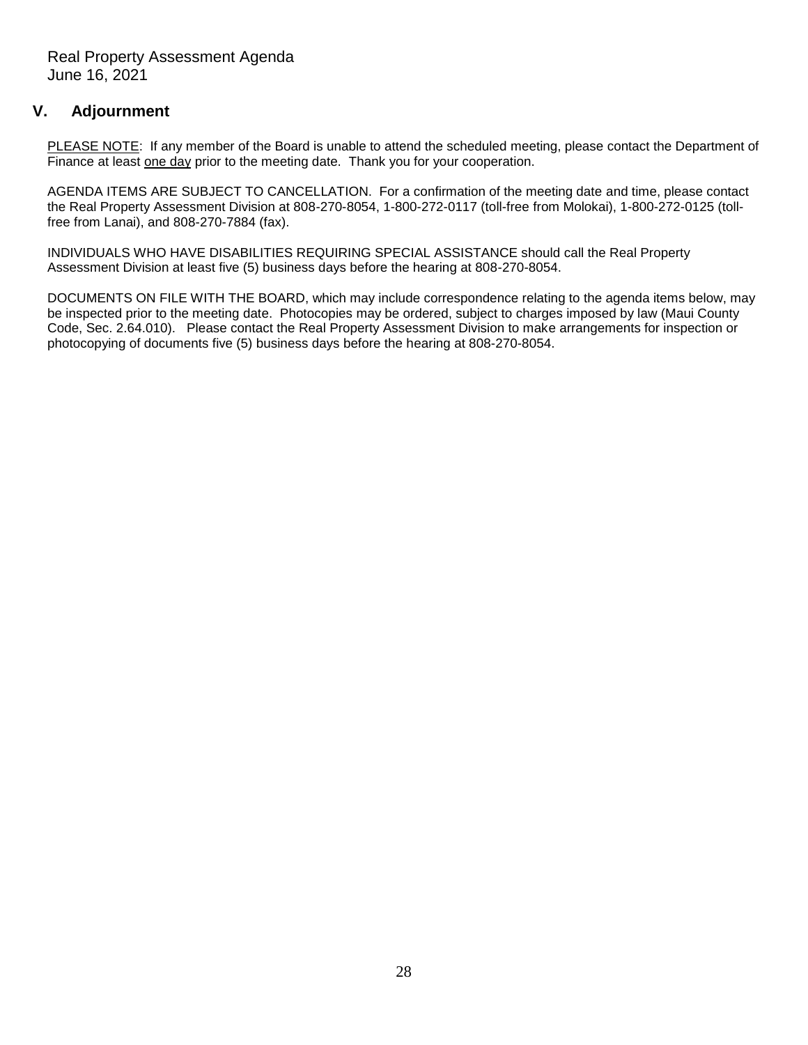## V. Adjournment

PLEASE NOTE: If any member of the Board is unable to attend the scheduled meeting, please contact the Department of Finance at least one day prior to the meeting date. Thank you for your cooperation.

AGENDA ITEMS ARE SUBJECT TO CANCELLATION. For a confirmation of the meeting date and time, please contact the Real Property Assessment Division at 808-270-8054, 1-800-272-0117 (toll-free from Molokai), 1-800-272-0125 (toll-free from Lanai), and 808-270-7884 (fax).

INDIVIDUALS WHO HAVE DISABILITIES REQUIRING SPECIAL ASSISTANCE should call the Real Property Assessment Division at least five (5) business days before the hearing at 808-270-8054.

DOCUMENTS ON FILE WITH THE BOARD, which may include correspondence relating to the agenda items below, may be inspected prior to the meeting date. Photocopies may be ordered, subject to charges imposed by law (Maui County Code, Sec. 2.64.010). Please contact the Real Property Assessment Division to make arrangements for inspection or photocopying of documents five (5) business days before the hearing at 808-270-8054.